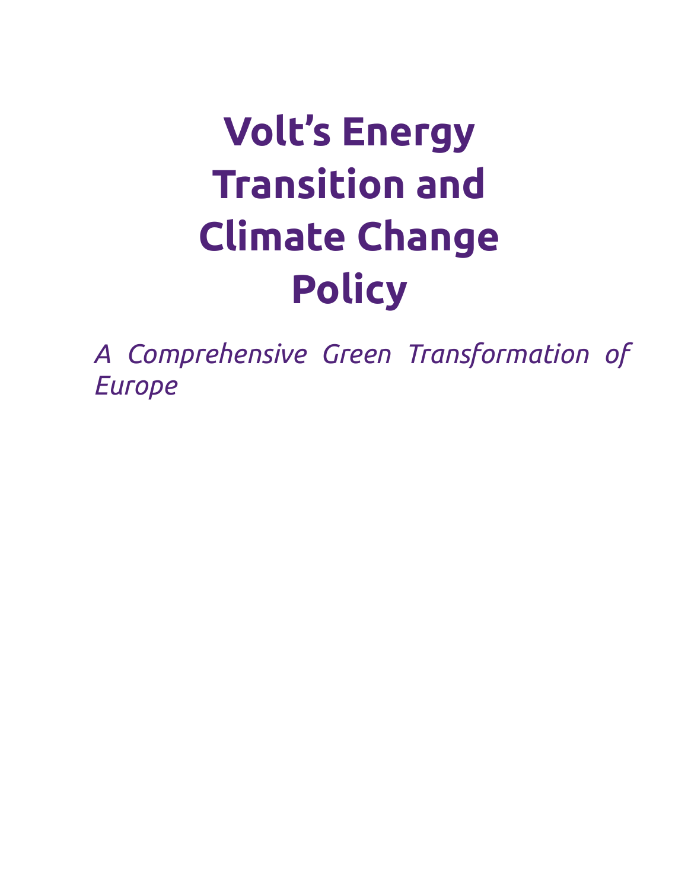# Volt's Energy Transition and Climate Change Policy

*A Comprehensive Green Transformation of Europe*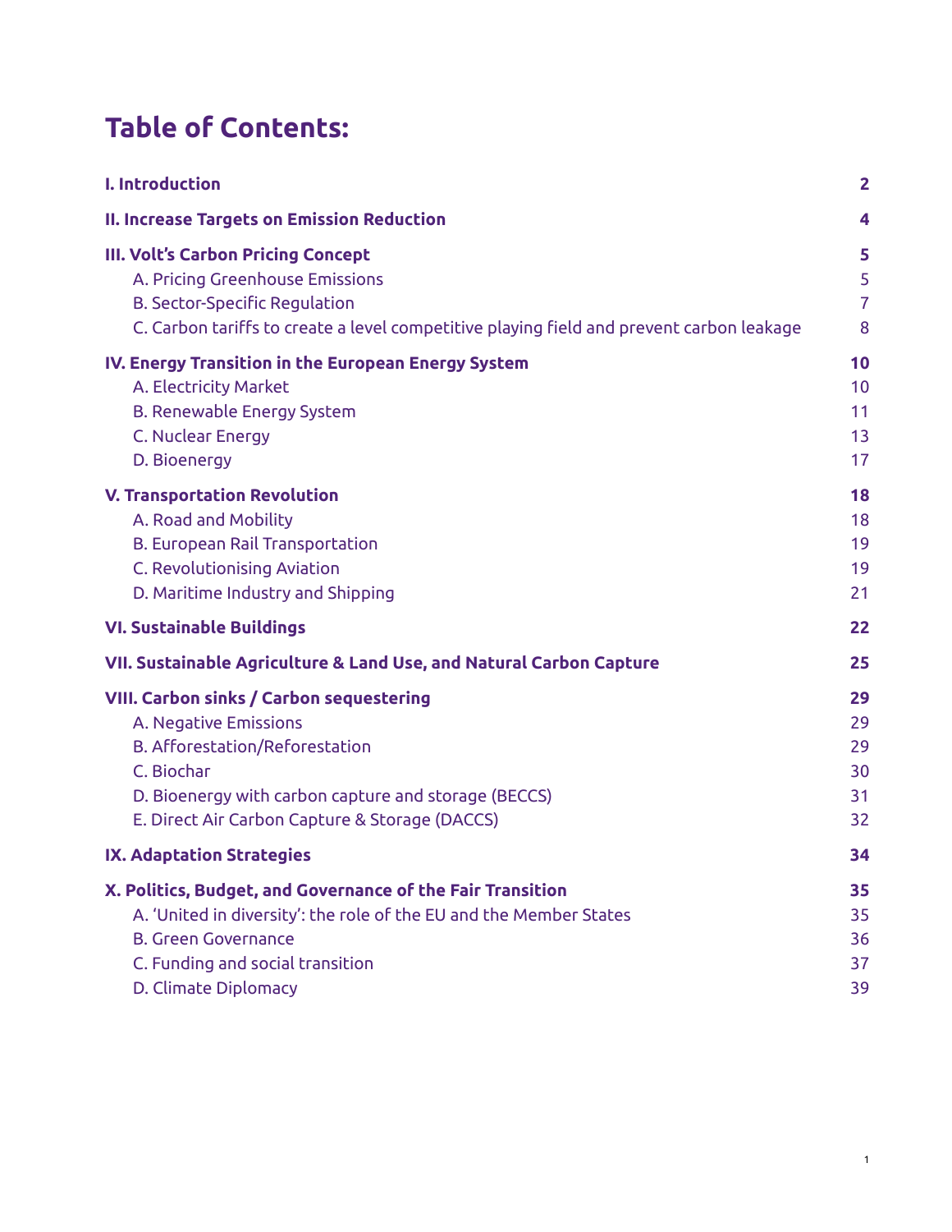# Table of Contents:

| | |
|---|---|
| **I. Introduction** | **2** |
| **II. Increase Targets on Emission Reduction** | **4** |
| **III. Volt's Carbon Pricing Concept** | **5** |
| A. Pricing Greenhouse Emissions | 5 |
| B. Sector-Specific Regulation | 7 |
| C. Carbon tariffs to create a level competitive playing field and prevent carbon leakage | 8 |
| **IV. Energy Transition in the European Energy System** | **10** |
| A. Electricity Market | 10 |
| B. Renewable Energy System | 11 |
| C. Nuclear Energy | 13 |
| D. Bioenergy | 17 |
| **V. Transportation Revolution** | **18** |
| A. Road and Mobility | 18 |
| B. European Rail Transportation | 19 |
| C. Revolutionising Aviation | 19 |
| D. Maritime Industry and Shipping | 21 |
| **VI. Sustainable Buildings** | **22** |
| **VII. Sustainable Agriculture & Land Use, and Natural Carbon Capture** | **25** |
| **VIII. Carbon sinks / Carbon sequestering** | **29** |
| A. Negative Emissions | 29 |
| B. Afforestation/Reforestation | 29 |
| C. Biochar | 30 |
| D. Bioenergy with carbon capture and storage (BECCS) | 31 |
| E. Direct Air Carbon Capture & Storage (DACCS) | 32 |
| **IX. Adaptation Strategies** | **34** |
| **X. Politics, Budget, and Governance of the Fair Transition** | **35** |
| A. 'United in diversity': the role of the EU and the Member States | 35 |
| B. Green Governance | 36 |
| C. Funding and social transition | 37 |
| D. Climate Diplomacy | 39 |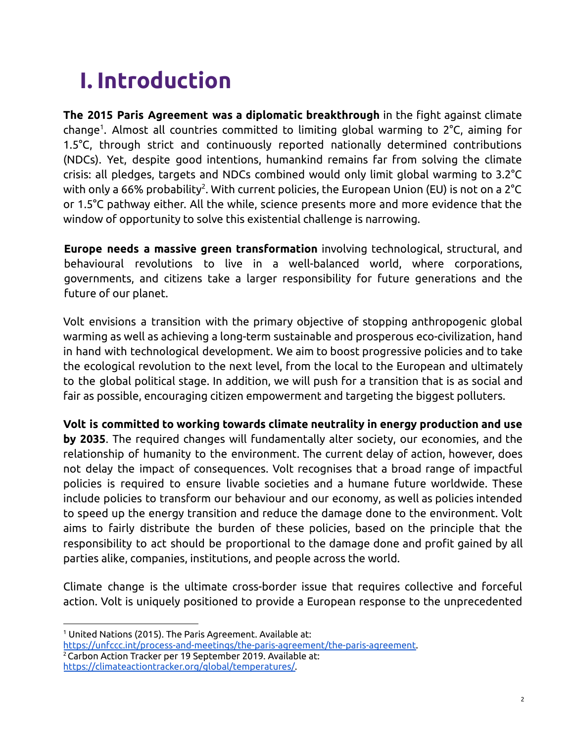# I. Introduction

**The 2015 Paris Agreement was a diplomatic breakthrough** in the fight against climate change[1]. Almost all countries committed to limiting global warming to 2°C, aiming for 1.5°C, through strict and continuously reported nationally determined contributions (NDCs). Yet, despite good intentions, humankind remains far from solving the climate crisis: all pledges, targets and NDCs combined would only limit global warming to 3.2°C with only a 66% probability[2]. With current policies, the European Union (EU) is not on a 2°C or 1.5°C pathway either. All the while, science presents more and more evidence that the window of opportunity to solve this existential challenge is narrowing.

**Europe needs a massive green transformation** involving technological, structural, and behavioural revolutions to live in a well-balanced world, where corporations, governments, and citizens take a larger responsibility for future generations and the future of our planet.

Volt envisions a transition with the primary objective of stopping anthropogenic global warming as well as achieving a long-term sustainable and prosperous eco-civilization, hand in hand with technological development. We aim to boost progressive policies and to take the ecological revolution to the next level, from the local to the European and ultimately to the global political stage. In addition, we will push for a transition that is as social and fair as possible, encouraging citizen empowerment and targeting the biggest polluters.

**Volt is committed to working towards climate neutrality in energy production and use by 2035**. The required changes will fundamentally alter society, our economies, and the relationship of humanity to the environment. The current delay of action, however, does not delay the impact of consequences. Volt recognises that a broad range of impactful policies is required to ensure livable societies and a humane future worldwide. These include policies to transform our behaviour and our economy, as well as policies intended to speed up the energy transition and reduce the damage done to the environment. Volt aims to fairly distribute the burden of these policies, based on the principle that the responsibility to act should be proportional to the damage done and profit gained by all parties alike, companies, institutions, and people across the world.

Climate change is the ultimate cross-border issue that requires collective and forceful action. Volt is uniquely positioned to provide a European response to the unprecedented

---

[1] United Nations (2015). The Paris Agreement. Available at: https://unfccc.int/process-and-meetings/the-paris-agreement/the-paris-agreement.

[2] Carbon Action Tracker per 19 September 2019. Available at: https://climateactiontracker.org/global/temperatures/.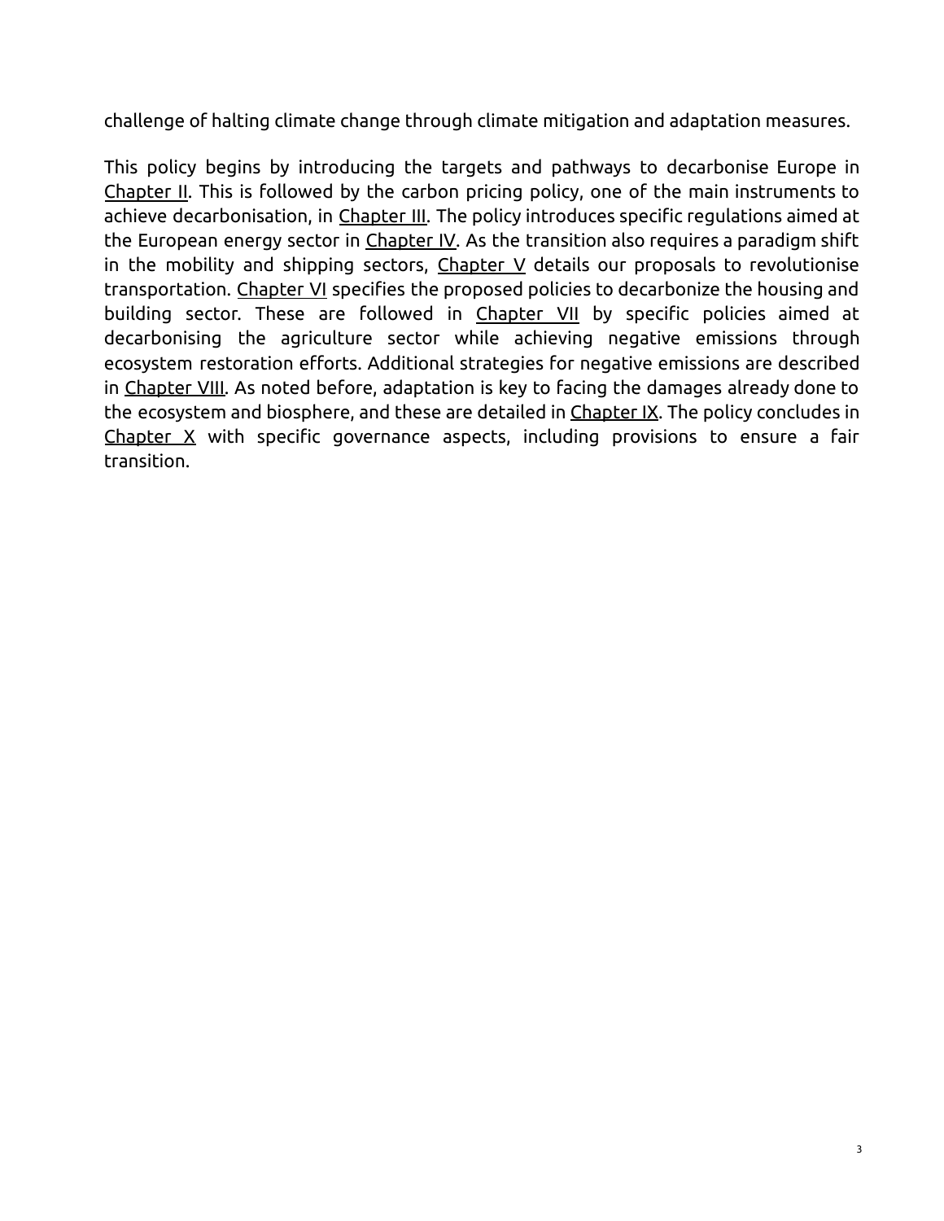challenge of halting climate change through climate mitigation and adaptation measures.

This policy begins by introducing the targets and pathways to decarbonise Europe in Chapter II. This is followed by the carbon pricing policy, one of the main instruments to achieve decarbonisation, in Chapter III. The policy introduces specific regulations aimed at the European energy sector in Chapter IV. As the transition also requires a paradigm shift in the mobility and shipping sectors, Chapter V details our proposals to revolutionise transportation. Chapter VI specifies the proposed policies to decarbonize the housing and building sector. These are followed in Chapter VII by specific policies aimed at decarbonising the agriculture sector while achieving negative emissions through ecosystem restoration efforts. Additional strategies for negative emissions are described in Chapter VIII. As noted before, adaptation is key to facing the damages already done to the ecosystem and biosphere, and these are detailed in Chapter IX. The policy concludes in Chapter X with specific governance aspects, including provisions to ensure a fair transition.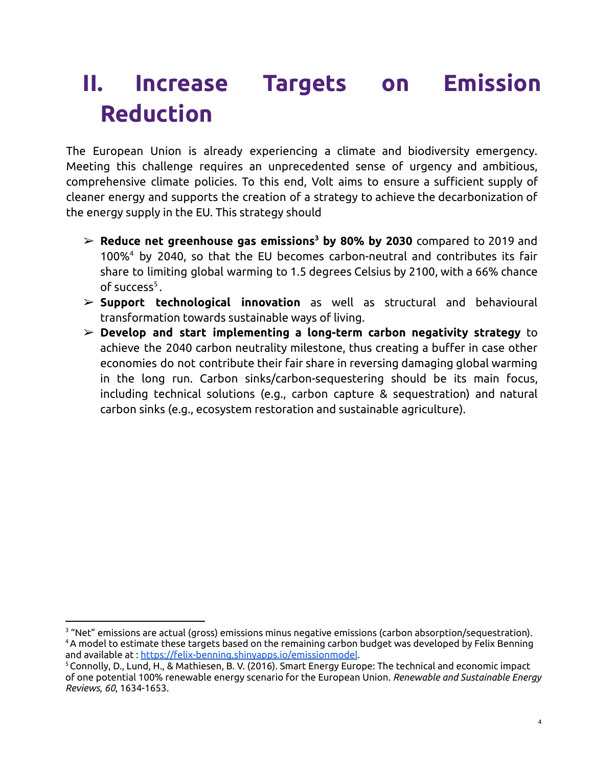# II. Increase Targets on Emission Reduction

The European Union is already experiencing a climate and biodiversity emergency. Meeting this challenge requires an unprecedented sense of urgency and ambitious, comprehensive climate policies. To this end, Volt aims to ensure a sufficient supply of cleaner energy and supports the creation of a strategy to achieve the decarbonization of the energy supply in the EU. This strategy should

- **Reduce net greenhouse gas emissions[3] by 80% by 2030** compared to 2019 and 100%[4] by 2040, so that the EU becomes carbon-neutral and contributes its fair share to limiting global warming to 1.5 degrees Celsius by 2100, with a 66% chance of success[5].
- **Support technological innovation** as well as structural and behavioural transformation towards sustainable ways of living.
- **Develop and start implementing a long-term carbon negativity strategy** to achieve the 2040 carbon neutrality milestone, thus creating a buffer in case other economies do not contribute their fair share in reversing damaging global warming in the long run. Carbon sinks/carbon-sequestering should be its main focus, including technical solutions (e.g., carbon capture & sequestration) and natural carbon sinks (e.g., ecosystem restoration and sustainable agriculture).

---

[3] "Net" emissions are actual (gross) emissions minus negative emissions (carbon absorption/sequestration).

[4] A model to estimate these targets based on the remaining carbon budget was developed by Felix Benning and available at : https://felix-benning.shinyapps.io/emissionmodel.

[5] Connolly, D., Lund, H., & Mathiesen, B. V. (2016). Smart Energy Europe: The technical and economic impact of one potential 100% renewable energy scenario for the European Union. *Renewable and Sustainable Energy Reviews*, *60*, 1634-1653.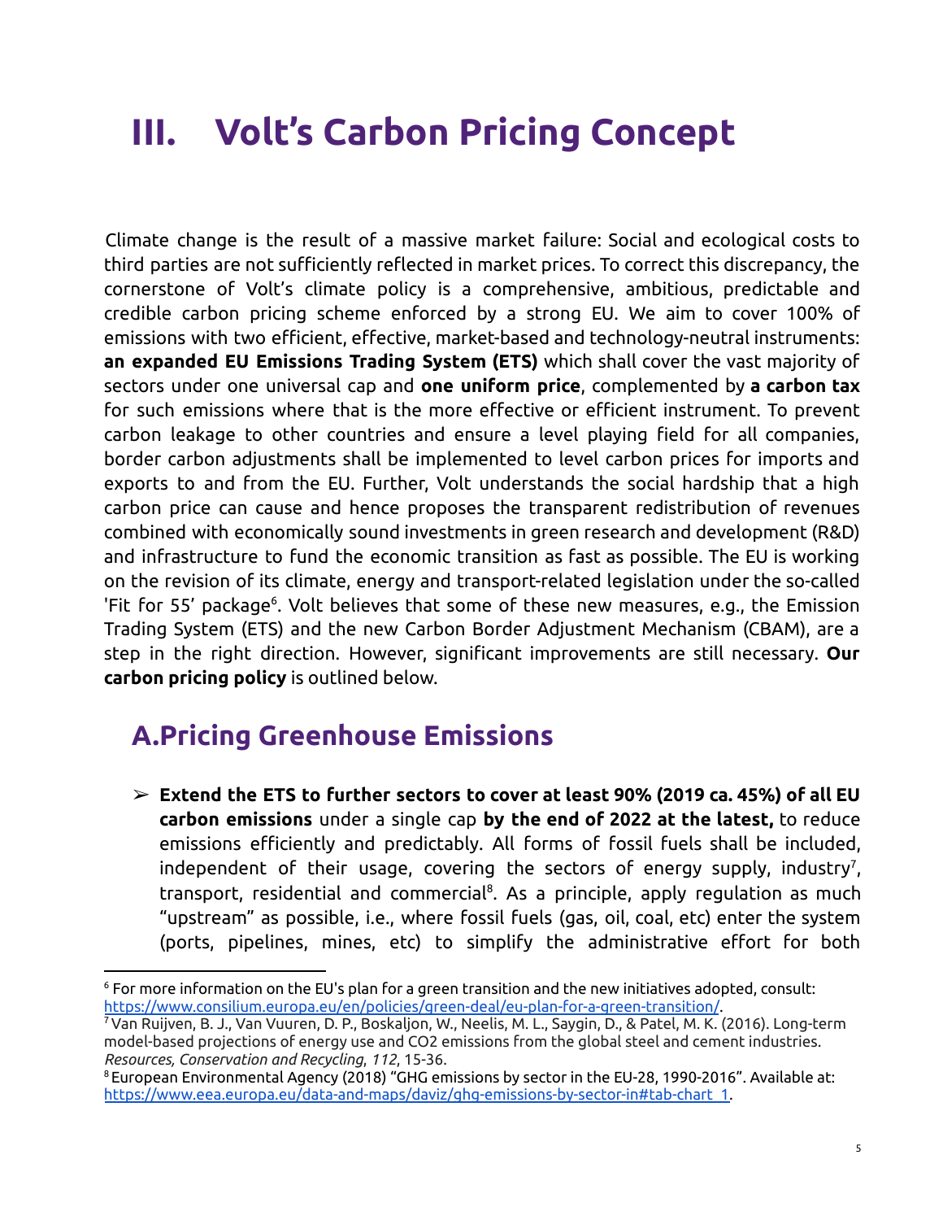# III. Volt's Carbon Pricing Concept

Climate change is the result of a massive market failure: Social and ecological costs to third parties are not sufficiently reflected in market prices. To correct this discrepancy, the cornerstone of Volt's climate policy is a comprehensive, ambitious, predictable and credible carbon pricing scheme enforced by a strong EU. We aim to cover 100% of emissions with two efficient, effective, market-based and technology-neutral instruments: **an expanded EU Emissions Trading System (ETS)** which shall cover the vast majority of sectors under one universal cap and **one uniform price**, complemented by **a carbon tax** for such emissions where that is the more effective or efficient instrument. To prevent carbon leakage to other countries and ensure a level playing field for all companies, border carbon adjustments shall be implemented to level carbon prices for imports and exports to and from the EU. Further, Volt understands the social hardship that a high carbon price can cause and hence proposes the transparent redistribution of revenues combined with economically sound investments in green research and development (R&D) and infrastructure to fund the economic transition as fast as possible. The EU is working on the revision of its climate, energy and transport-related legislation under the so-called 'Fit for 55' package[6]. Volt believes that some of these new measures, e.g., the Emission Trading System (ETS) and the new Carbon Border Adjustment Mechanism (CBAM), are a step in the right direction. However, significant improvements are still necessary. **Our carbon pricing policy** is outlined below.

## A. Pricing Greenhouse Emissions

- **Extend the ETS to further sectors to cover at least 90% (2019 ca. 45%) of all EU carbon emissions** under a single cap **by the end of 2022 at the latest,** to reduce emissions efficiently and predictably. All forms of fossil fuels shall be included, independent of their usage, covering the sectors of energy supply, industry[7], transport, residential and commercial[8]. As a principle, apply regulation as much "upstream" as possible, i.e., where fossil fuels (gas, oil, coal, etc) enter the system (ports, pipelines, mines, etc) to simplify the administrative effort for both

---

[6] For more information on the EU's plan for a green transition and the new initiatives adopted, consult: https://www.consilium.europa.eu/en/policies/green-deal/eu-plan-for-a-green-transition/.

[7] Van Ruijven, B. J., Van Vuuren, D. P., Boskaljon, W., Neelis, M. L., Saygin, D., & Patel, M. K. (2016). Long-term model-based projections of energy use and CO2 emissions from the global steel and cement industries. *Resources, Conservation and Recycling*, *112*, 15-36.

[8] European Environmental Agency (2018) "GHG emissions by sector in the EU-28, 1990-2016". Available at: https://www.eea.europa.eu/data-and-maps/daviz/ghg-emissions-by-sector-in#tab-chart_1.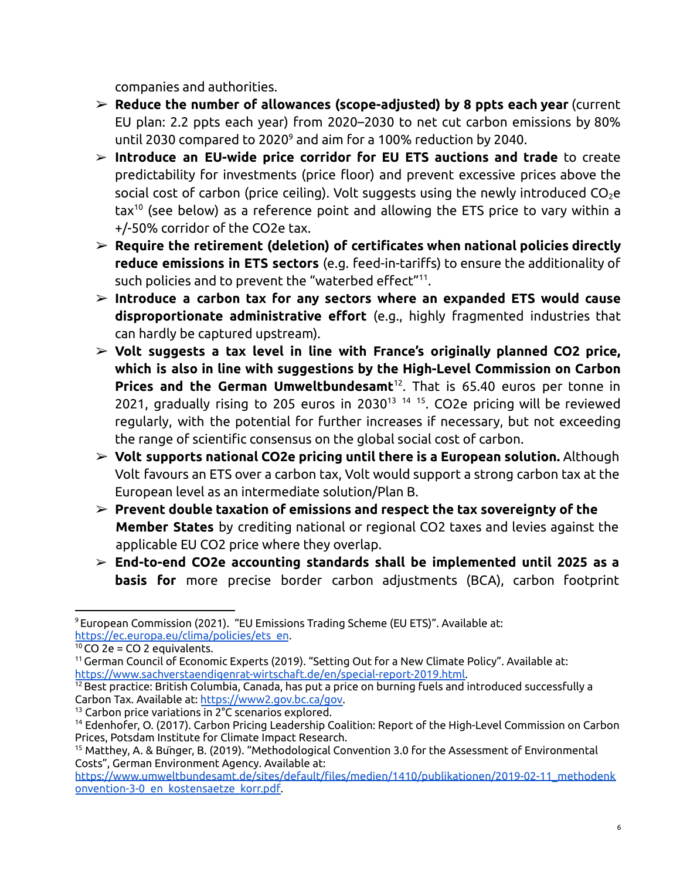companies and authorities.

- **Reduce the number of allowances (scope-adjusted) by 8 ppts each year** (current EU plan: 2.2 ppts each year) from 2020–2030 to net cut carbon emissions by 80% until 2030 compared to 2020[9] and aim for a 100% reduction by 2040.
- **Introduce an EU-wide price corridor for EU ETS auctions and trade** to create predictability for investments (price floor) and prevent excessive prices above the social cost of carbon (price ceiling). Volt suggests using the newly introduced $CO_2e$ tax[10] (see below) as a reference point and allowing the ETS price to vary within a +/-50% corridor of the CO2e tax.
- **Require the retirement (deletion) of certificates when national policies directly reduce emissions in ETS sectors** (e.g. feed-in-tariffs) to ensure the additionality of such policies and to prevent the "waterbed effect"[11].
- **Introduce a carbon tax for any sectors where an expanded ETS would cause disproportionate administrative effort** (e.g., highly fragmented industries that can hardly be captured upstream).
- **Volt suggests a tax level in line with France's originally planned CO2 price, which is also in line with suggestions by the High-Level Commission on Carbon Prices and the German Umweltbundesamt**[12]. That is 65.40 euros per tonne in 2021, gradually rising to 205 euros in 2030[13] [14] [15]. CO2e pricing will be reviewed regularly, with the potential for further increases if necessary, but not exceeding the range of scientific consensus on the global social cost of carbon.
- **Volt supports national CO2e pricing until there is a European solution.** Although Volt favours an ETS over a carbon tax, Volt would support a strong carbon tax at the European level as an intermediate solution/Plan B.
- **Prevent double taxation of emissions and respect the tax sovereignty of the Member States** by crediting national or regional CO2 taxes and levies against the applicable EU CO2 price where they overlap.
- **End-to-end CO2e accounting standards shall be implemented until 2025 as a basis for** more precise border carbon adjustments (BCA), carbon footprint

---

[9] European Commission (2021). "EU Emissions Trading Scheme (EU ETS)". Available at: https://ec.europa.eu/clima/policies/ets_en.

[10] CO 2e = CO 2 equivalents.

[11] German Council of Economic Experts (2019). "Setting Out for a New Climate Policy". Available at: https://www.sachverstaendigenrat-wirtschaft.de/en/special-report-2019.html.

[12] Best practice: British Columbia, Canada, has put a price on burning fuels and introduced successfully a Carbon Tax. Available at: https://www2.gov.bc.ca/gov.

[13] Carbon price variations in 2°C scenarios explored.

[14] Edenhofer, O. (2017). Carbon Pricing Leadership Coalition: Report of the High-Level Commission on Carbon Prices, Potsdam Institute for Climate Impact Research.

[15] Matthey, A. & Bünger, B. (2019). "Methodological Convention 3.0 for the Assessment of Environmental Costs", German Environment Agency. Available at: https://www.umweltbundesamt.de/sites/default/files/medien/1410/publikationen/2019-02-11_methodenkonvention-3-0_en_kostensaetze_korr.pdf.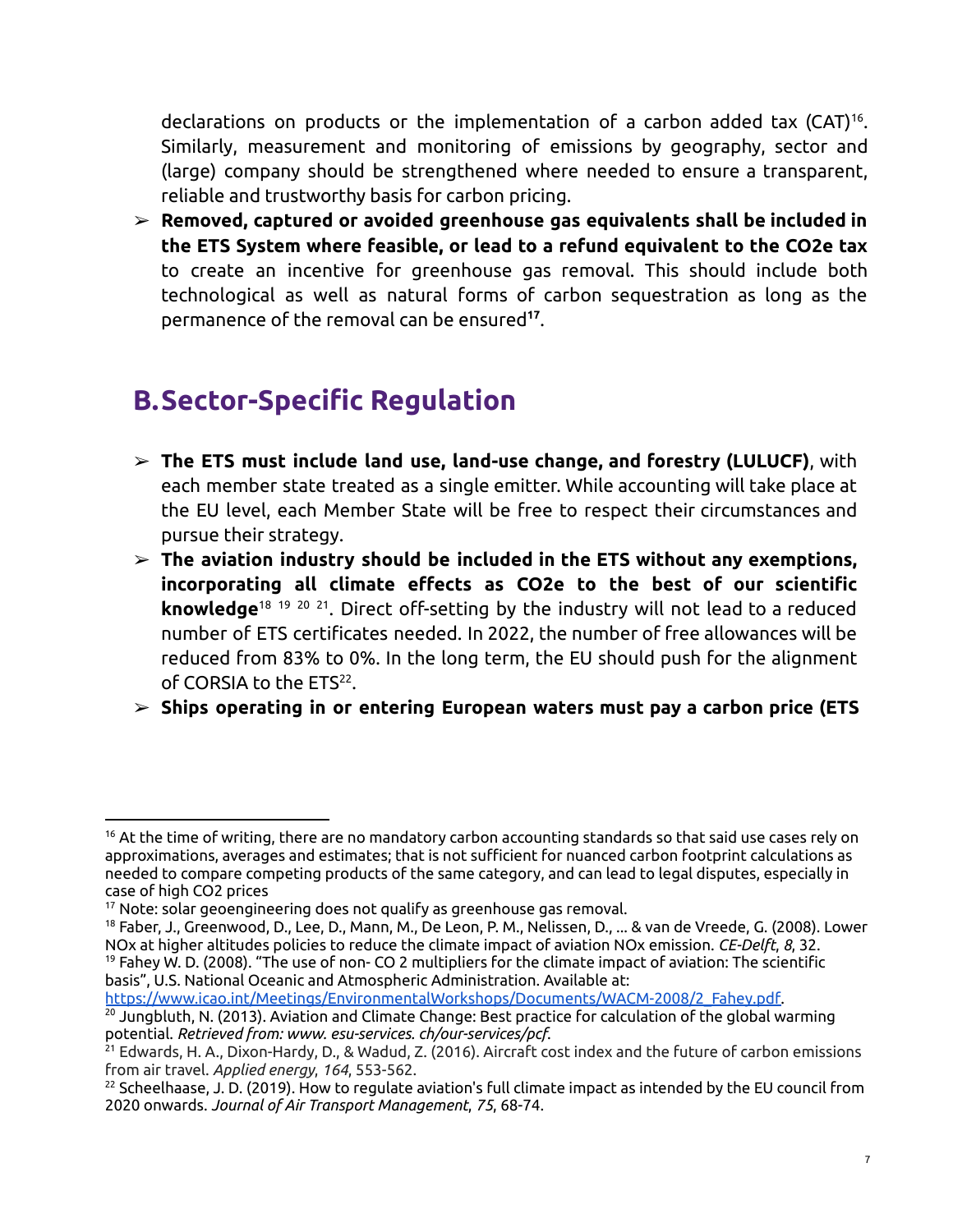declarations on products or the implementation of a carbon added tax (CAT)[16]. Similarly, measurement and monitoring of emissions by geography, sector and (large) company should be strengthened where needed to ensure a transparent, reliable and trustworthy basis for carbon pricing.

- **Removed, captured or avoided greenhouse gas equivalents shall be included in the ETS System where feasible, or lead to a refund equivalent to the CO2e tax** to create an incentive for greenhouse gas removal. This should include both technological as well as natural forms of carbon sequestration as long as the permanence of the removal can be ensured[17].

## B. Sector-Specific Regulation

- **The ETS must include land use, land-use change, and forestry (LULUCF)**, with each member state treated as a single emitter. While accounting will take place at the EU level, each Member State will be free to respect their circumstances and pursue their strategy.
- **The aviation industry should be included in the ETS without any exemptions, incorporating all climate effects as CO2e to the best of our scientific knowledge**[18] [19] [20] [21]. Direct off-setting by the industry will not lead to a reduced number of ETS certificates needed. In 2022, the number of free allowances will be reduced from 83% to 0%. In the long term, the EU should push for the alignment of CORSIA to the ETS[22].
- **Ships operating in or entering European waters must pay a carbon price (ETS**

---

[16] At the time of writing, there are no mandatory carbon accounting standards so that said use cases rely on approximations, averages and estimates; that is not sufficient for nuanced carbon footprint calculations as needed to compare competing products of the same category, and can lead to legal disputes, especially in case of high CO2 prices

[17] Note: solar geoengineering does not qualify as greenhouse gas removal.

[18] Faber, J., Greenwood, D., Lee, D., Mann, M., De Leon, P. M., Nelissen, D., ... & van de Vreede, G. (2008). Lower NOx at higher altitudes policies to reduce the climate impact of aviation NOx emission. *CE-Delft*, *8*, 32.

[19] Fahey W. D. (2008). "The use of non- CO 2 multipliers for the climate impact of aviation: The scientific basis", U.S. National Oceanic and Atmospheric Administration. Available at: https://www.icao.int/Meetings/EnvironmentalWorkshops/Documents/WACM-2008/2_Fahey.pdf.

[20] Jungbluth, N. (2013). Aviation and Climate Change: Best practice for calculation of the global warming potential. *Retrieved from: www. esu-services. ch/our-services/pcf.*

[21] Edwards, H. A., Dixon-Hardy, D., & Wadud, Z. (2016). Aircraft cost index and the future of carbon emissions from air travel. *Applied energy*, *164*, 553-562.

[22] Scheelhaase, J. D. (2019). How to regulate aviation's full climate impact as intended by the EU council from 2020 onwards. *Journal of Air Transport Management*, *75*, 68-74.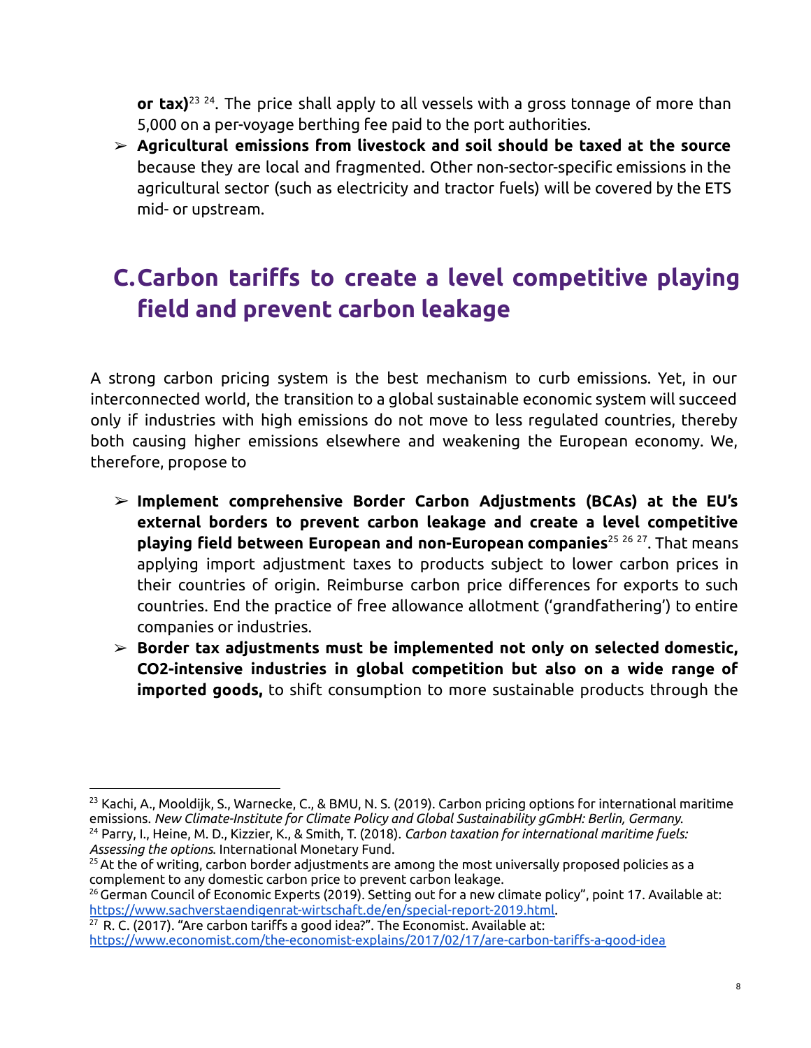**or tax)**[23] [24]. The price shall apply to all vessels with a gross tonnage of more than 5,000 on a per-voyage berthing fee paid to the port authorities.

- **Agricultural emissions from livestock and soil should be taxed at the source** because they are local and fragmented. Other non-sector-specific emissions in the agricultural sector (such as electricity and tractor fuels) will be covered by the ETS mid- or upstream.

## C. Carbon tariffs to create a level competitive playing field and prevent carbon leakage

A strong carbon pricing system is the best mechanism to curb emissions. Yet, in our interconnected world, the transition to a global sustainable economic system will succeed only if industries with high emissions do not move to less regulated countries, thereby both causing higher emissions elsewhere and weakening the European economy. We, therefore, propose to

- **Implement comprehensive Border Carbon Adjustments (BCAs) at the EU's external borders to prevent carbon leakage and create a level competitive playing field between European and non-European companies**[25] [26] [27]. That means applying import adjustment taxes to products subject to lower carbon prices in their countries of origin. Reimburse carbon price differences for exports to such countries. End the practice of free allowance allotment ('grandfathering') to entire companies or industries.
- **Border tax adjustments must be implemented not only on selected domestic, CO2-intensive industries in global competition but also on a wide range of imported goods,** to shift consumption to more sustainable products through the

---

[23] Kachi, A., Mooldijk, S., Warnecke, C., & BMU, N. S. (2019). Carbon pricing options for international maritime emissions. *New Climate-Institute for Climate Policy and Global Sustainability gGmbH: Berlin, Germany.*

[24] Parry, I., Heine, M. D., Kizzier, K., & Smith, T. (2018). *Carbon taxation for international maritime fuels: Assessing the options.* International Monetary Fund.

[25] At the of writing, carbon border adjustments are among the most universally proposed policies as a complement to any domestic carbon price to prevent carbon leakage.

[26] German Council of Economic Experts (2019). Setting out for a new climate policy", point 17. Available at: https://www.sachverstaendigenrat-wirtschaft.de/en/special-report-2019.html.

[27] R. C. (2017). "Are carbon tariffs a good idea?". The Economist. Available at: https://www.economist.com/the-economist-explains/2017/02/17/are-carbon-tariffs-a-good-idea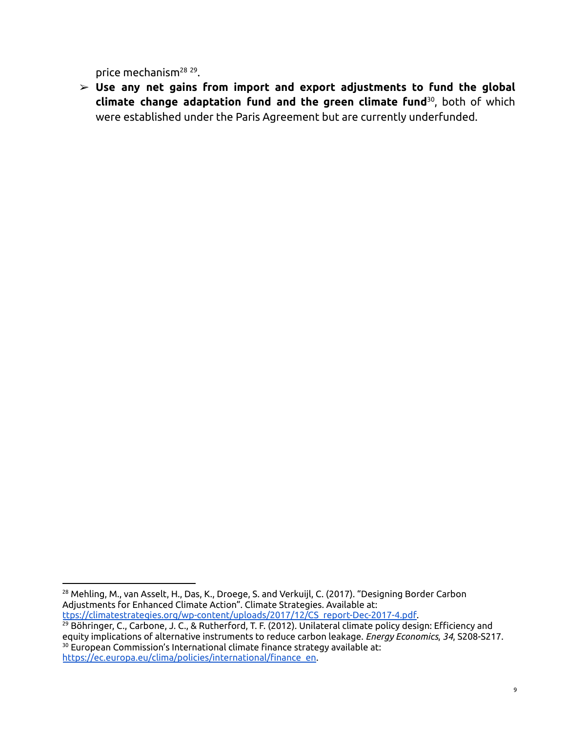price mechanism[28] [29].

- **Use any net gains from import and export adjustments to fund the global climate change adaptation fund and the green climate fund**[30], both of which were established under the Paris Agreement but are currently underfunded.

---

[28] Mehling, M., van Asselt, H., Das, K., Droege, S. and Verkuijl, C. (2017). "Designing Border Carbon Adjustments for Enhanced Climate Action". Climate Strategies. Available at: [ttps://climatestrategies.org/wp-content/uploads/2017/12/CS_report-Dec-2017-4.pdf](ttps://climatestrategies.org/wp-content/uploads/2017/12/CS_report-Dec-2017-4.pdf).

[29] Böhringer, C., Carbone, J. C., & Rutherford, T. F. (2012). Unilateral climate policy design: Efficiency and equity implications of alternative instruments to reduce carbon leakage. *Energy Economics*, *34*, S208-S217.

[30] European Commission's International climate finance strategy available at: [https://ec.europa.eu/clima/policies/international/finance_en](https://ec.europa.eu/clima/policies/international/finance_en).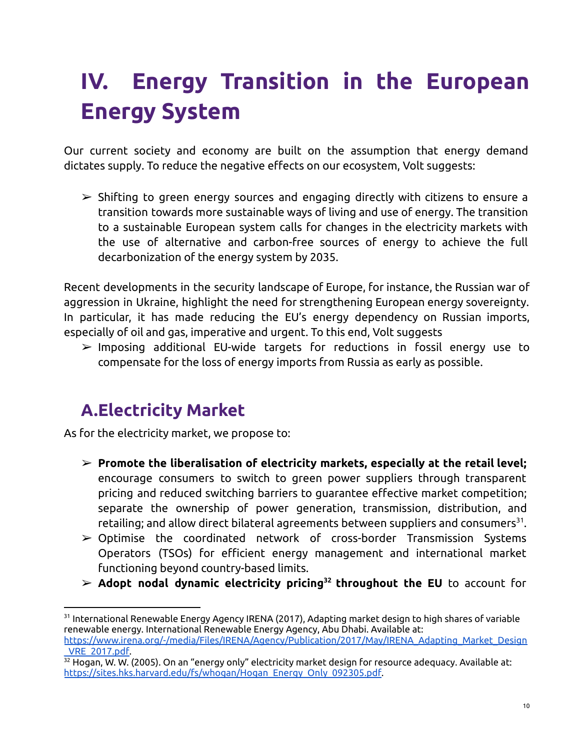# IV. Energy Transition in the European Energy System

Our current society and economy are built on the assumption that energy demand dictates supply. To reduce the negative effects on our ecosystem, Volt suggests:

- ➢ Shifting to green energy sources and engaging directly with citizens to ensure a transition towards more sustainable ways of living and use of energy. The transition to a sustainable European system calls for changes in the electricity markets with the use of alternative and carbon-free sources of energy to achieve the full decarbonization of the energy system by 2035.

Recent developments in the security landscape of Europe, for instance, the Russian war of aggression in Ukraine, highlight the need for strengthening European energy sovereignty. In particular, it has made reducing the EU's energy dependency on Russian imports, especially of oil and gas, imperative and urgent. To this end, Volt suggests

- ➢ Imposing additional EU-wide targets for reductions in fossil energy use to compensate for the loss of energy imports from Russia as early as possible.

## A. Electricity Market

As for the electricity market, we propose to:

- ➢ **Promote the liberalisation of electricity markets, especially at the retail level;** encourage consumers to switch to green power suppliers through transparent pricing and reduced switching barriers to guarantee effective market competition; separate the ownership of power generation, transmission, distribution, and retailing; and allow direct bilateral agreements between suppliers and consumers[31].
- ➢ Optimise the coordinated network of cross-border Transmission Systems Operators (TSOs) for efficient energy management and international market functioning beyond country-based limits.
- ➢ **Adopt nodal dynamic electricity pricing[32] throughout the EU** to account for

---

[31] International Renewable Energy Agency IRENA (2017), Adapting market design to high shares of variable renewable energy. International Renewable Energy Agency, Abu Dhabi. Available at: https://www.irena.org/-/media/Files/IRENA/Agency/Publication/2017/May/IRENA_Adapting_Market_Design_VRE_2017.pdf.

[32] Hogan, W. W. (2005). On an "energy only" electricity market design for resource adequacy. Available at: https://sites.hks.harvard.edu/fs/whogan/Hogan_Energy_Only_092305.pdf.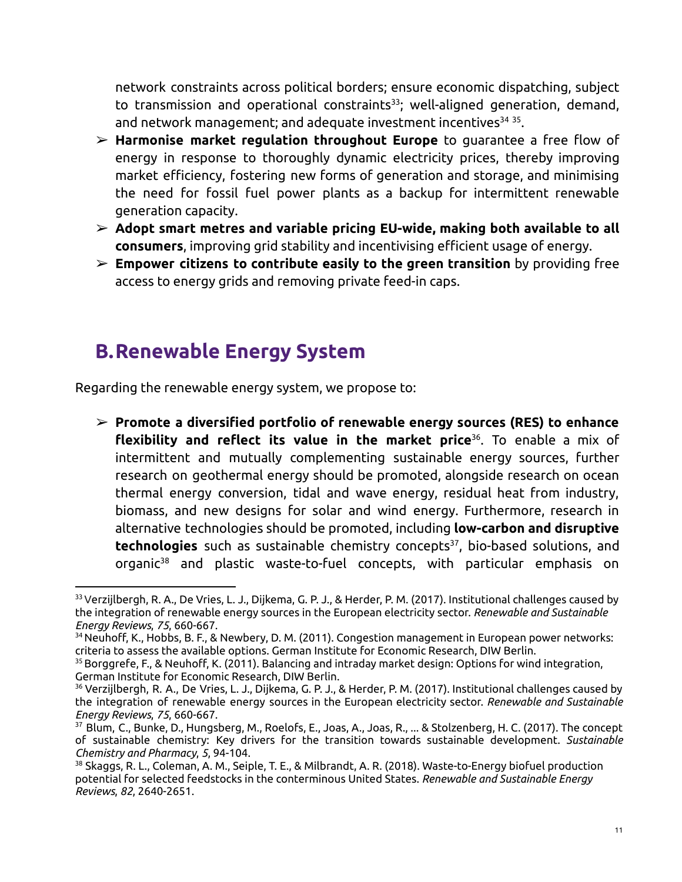network constraints across political borders; ensure economic dispatching, subject to transmission and operational constraints[33]; well-aligned generation, demand, and network management; and adequate investment incentives[34] [35].

- **Harmonise market regulation throughout Europe** to guarantee a free flow of energy in response to thoroughly dynamic electricity prices, thereby improving market efficiency, fostering new forms of generation and storage, and minimising the need for fossil fuel power plants as a backup for intermittent renewable generation capacity.
- **Adopt smart metres and variable pricing EU-wide, making both available to all consumers**, improving grid stability and incentivising efficient usage of energy.
- **Empower citizens to contribute easily to the green transition** by providing free access to energy grids and removing private feed-in caps.

## B. Renewable Energy System

Regarding the renewable energy system, we propose to:

- **Promote a diversified portfolio of renewable energy sources (RES) to enhance flexibility and reflect its value in the market price**[36]. To enable a mix of intermittent and mutually complementing sustainable energy sources, further research on geothermal energy should be promoted, alongside research on ocean thermal energy conversion, tidal and wave energy, residual heat from industry, biomass, and new designs for solar and wind energy. Furthermore, research in alternative technologies should be promoted, including **low-carbon and disruptive technologies** such as sustainable chemistry concepts[37], bio-based solutions, and organic[38] and plastic waste-to-fuel concepts, with particular emphasis on

---

[33] Verzijlbergh, R. A., De Vries, L. J., Dijkema, G. P. J., & Herder, P. M. (2017). Institutional challenges caused by the integration of renewable energy sources in the European electricity sector. *Renewable and Sustainable Energy Reviews*, *75*, 660-667.

[34] Neuhoff, K., Hobbs, B. F., & Newbery, D. M. (2011). Congestion management in European power networks: criteria to assess the available options. German Institute for Economic Research, DIW Berlin.

[35] Borggrefe, F., & Neuhoff, K. (2011). Balancing and intraday market design: Options for wind integration, German Institute for Economic Research, DIW Berlin.

[36] Verzijlbergh, R. A., De Vries, L. J., Dijkema, G. P. J., & Herder, P. M. (2017). Institutional challenges caused by the integration of renewable energy sources in the European electricity sector. *Renewable and Sustainable Energy Reviews*, *75*, 660-667.

[37] Blum, C., Bunke, D., Hungsberg, M., Roelofs, E., Joas, A., Joas, R., ... & Stolzenberg, H. C. (2017). The concept of sustainable chemistry: Key drivers for the transition towards sustainable development. *Sustainable Chemistry and Pharmacy*, *5*, 94-104.

[38] Skaggs, R. L., Coleman, A. M., Seiple, T. E., & Milbrandt, A. R. (2018). Waste-to-Energy biofuel production potential for selected feedstocks in the conterminous United States. *Renewable and Sustainable Energy Reviews*, *82*, 2640-2651.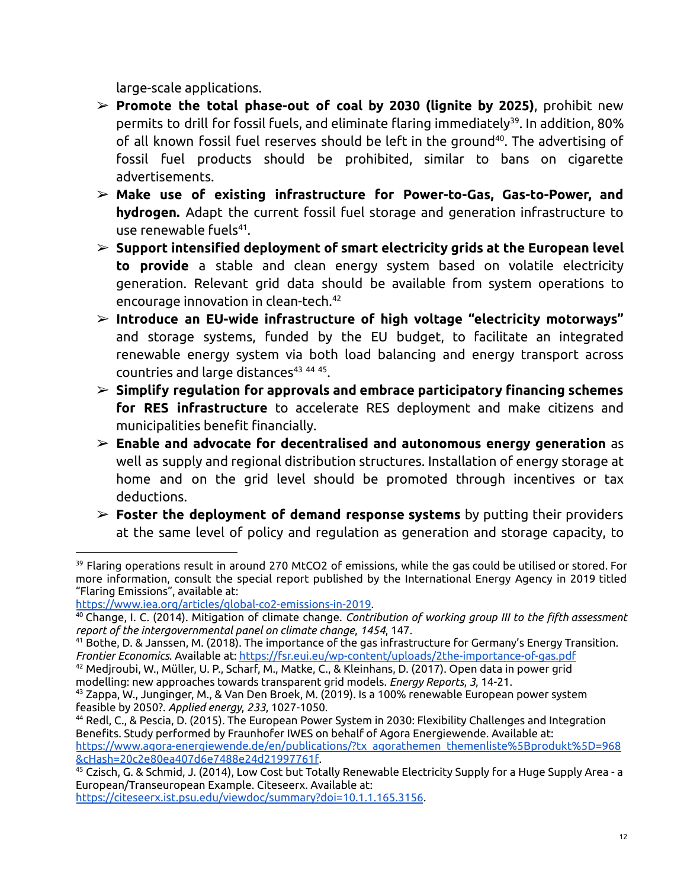large-scale applications.

- **Promote the total phase-out of coal by 2030 (lignite by 2025)**, prohibit new permits to drill for fossil fuels, and eliminate flaring immediately[39]. In addition, 80% of all known fossil fuel reserves should be left in the ground[40]. The advertising of fossil fuel products should be prohibited, similar to bans on cigarette advertisements.
- **Make use of existing infrastructure for Power-to-Gas, Gas-to-Power, and hydrogen.** Adapt the current fossil fuel storage and generation infrastructure to use renewable fuels[41].
- **Support intensified deployment of smart electricity grids at the European level to provide** a stable and clean energy system based on volatile electricity generation. Relevant grid data should be available from system operations to encourage innovation in clean-tech.[42]
- **Introduce an EU-wide infrastructure of high voltage "electricity motorways"** and storage systems, funded by the EU budget, to facilitate an integrated renewable energy system via both load balancing and energy transport across countries and large distances[43] [44] [45].
- **Simplify regulation for approvals and embrace participatory financing schemes for RES infrastructure** to accelerate RES deployment and make citizens and municipalities benefit financially.
- **Enable and advocate for decentralised and autonomous energy generation** as well as supply and regional distribution structures. Installation of energy storage at home and on the grid level should be promoted through incentives or tax deductions.
- **Foster the deployment of demand response systems** by putting their providers at the same level of policy and regulation as generation and storage capacity, to

---

[39] Flaring operations result in around 270 $MtCO_2$ of emissions, while the gas could be utilised or stored. For more information, consult the special report published by the International Energy Agency in 2019 titled "Flaring Emissions", available at: https://www.iea.org/articles/global-co2-emissions-in-2019.

[40] Change, I. C. (2014). Mitigation of climate change. *Contribution of working group III to the fifth assessment report of the intergovernmental panel on climate change*, *1454*, 147.

[41] Bothe, D. & Janssen, M. (2018). The importance of the gas infrastructure for Germany's Energy Transition. *Frontier Economics*. Available at: https://fsr.eui.eu/wp-content/uploads/2the-importance-of-gas.pdf

[42] Medjroubi, W., Müller, U. P., Scharf, M., Matke, C., & Kleinhans, D. (2017). Open data in power grid modelling: new approaches towards transparent grid models. *Energy Reports*, *3*, 14-21.

[43] Zappa, W., Junginger, M., & Van Den Broek, M. (2019). Is a 100% renewable European power system feasible by 2050?. *Applied energy*, *233*, 1027-1050.

[44] Redl, C., & Pescia, D. (2015). The European Power System in 2030: Flexibility Challenges and Integration Benefits. Study performed by Fraunhofer IWES on behalf of Agora Energiewende. Available at: https://www.agora-energiewende.de/en/publications/?tx_agorathemen_themenliste%5Bprodukt%5D=968&cHash=20c2e80ea407d6e7488e24d21997761f.

[45] Czisch, G. & Schmid, J. (2014), Low Cost but Totally Renewable Electricity Supply for a Huge Supply Area - a European/Transeuropean Example. Citeseerx. Available at: https://citeseerx.ist.psu.edu/viewdoc/summary?doi=10.1.1.165.3156.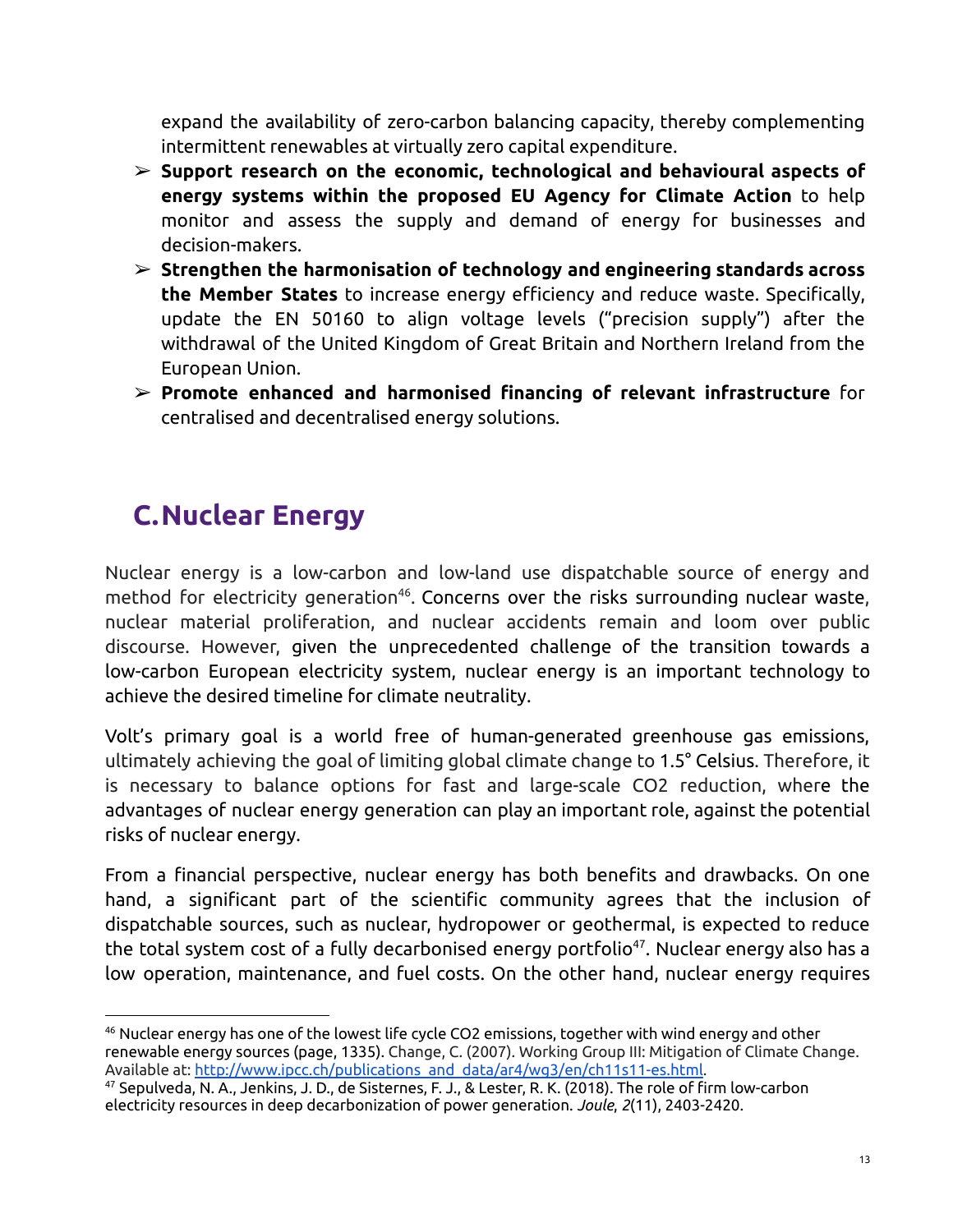expand the availability of zero-carbon balancing capacity, thereby complementing intermittent renewables at virtually zero capital expenditure.

- **Support research on the economic, technological and behavioural aspects of energy systems within the proposed EU Agency for Climate Action** to help monitor and assess the supply and demand of energy for businesses and decision-makers.
- **Strengthen the harmonisation of technology and engineering standards across the Member States** to increase energy efficiency and reduce waste. Specifically, update the EN 50160 to align voltage levels ("precision supply") after the withdrawal of the United Kingdom of Great Britain and Northern Ireland from the European Union.
- **Promote enhanced and harmonised financing of relevant infrastructure** for centralised and decentralised energy solutions.

## C. Nuclear Energy

Nuclear energy is a low-carbon and low-land use dispatchable source of energy and method for electricity generation[46]. Concerns over the risks surrounding nuclear waste, nuclear material proliferation, and nuclear accidents remain and loom over public discourse. However, given the unprecedented challenge of the transition towards a low-carbon European electricity system, nuclear energy is an important technology to achieve the desired timeline for climate neutrality.

Volt's primary goal is a world free of human-generated greenhouse gas emissions, ultimately achieving the goal of limiting global climate change to 1.5° Celsius. Therefore, it is necessary to balance options for fast and large-scale $CO_2$ reduction, where the advantages of nuclear energy generation can play an important role, against the potential risks of nuclear energy.

From a financial perspective, nuclear energy has both benefits and drawbacks. On one hand, a significant part of the scientific community agrees that the inclusion of dispatchable sources, such as nuclear, hydropower or geothermal, is expected to reduce the total system cost of a fully decarbonised energy portfolio[47]. Nuclear energy also has a low operation, maintenance, and fuel costs. On the other hand, nuclear energy requires

---

[46] Nuclear energy has one of the lowest life cycle CO2 emissions, together with wind energy and other renewable energy sources (page, 1335). Change, C. (2007). Working Group III: Mitigation of Climate Change. Available at: http://www.ipcc.ch/publications_and_data/ar4/wg3/en/ch11s11-es.html.

[47] Sepulveda, N. A., Jenkins, J. D., de Sisternes, F. J., & Lester, R. K. (2018). The role of firm low-carbon electricity resources in deep decarbonization of power generation. *Joule*, *2*(11), 2403-2420.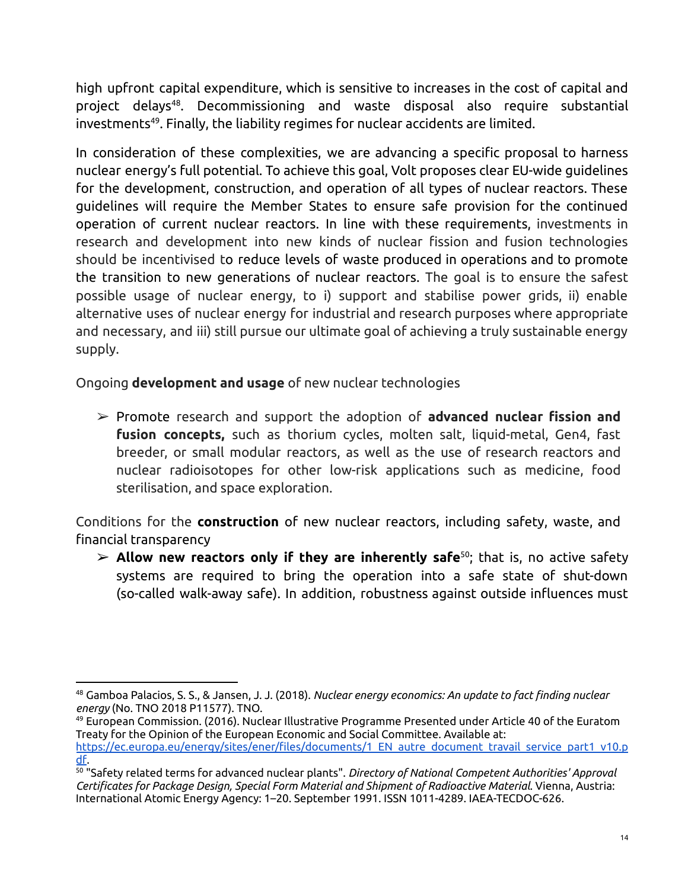high upfront capital expenditure, which is sensitive to increases in the cost of capital and project delays[48]. Decommissioning and waste disposal also require substantial investments[49]. Finally, the liability regimes for nuclear accidents are limited.

In consideration of these complexities, we are advancing a specific proposal to harness nuclear energy's full potential. To achieve this goal, Volt proposes clear EU-wide guidelines for the development, construction, and operation of all types of nuclear reactors. These guidelines will require the Member States to ensure safe provision for the continued operation of current nuclear reactors. In line with these requirements, investments in research and development into new kinds of nuclear fission and fusion technologies should be incentivised to reduce levels of waste produced in operations and to promote the transition to new generations of nuclear reactors. The goal is to ensure the safest possible usage of nuclear energy, to i) support and stabilise power grids, ii) enable alternative uses of nuclear energy for industrial and research purposes where appropriate and necessary, and iii) still pursue our ultimate goal of achieving a truly sustainable energy supply.

Ongoing **development and usage** of new nuclear technologies

- ➢ Promote research and support the adoption of **advanced nuclear fission and fusion concepts,** such as thorium cycles, molten salt, liquid-metal, Gen4, fast breeder, or small modular reactors, as well as the use of research reactors and nuclear radioisotopes for other low-risk applications such as medicine, food sterilisation, and space exploration.

Conditions for the **construction** of new nuclear reactors, including safety, waste, and financial transparency

- ➢ **Allow new reactors only if they are inherently safe**[50]; that is, no active safety systems are required to bring the operation into a safe state of shut-down (so-called walk-away safe). In addition, robustness against outside influences must

---

[48] Gamboa Palacios, S. S., & Jansen, J. J. (2018). *Nuclear energy economics: An update to fact finding nuclear energy* (No. TNO 2018 P11577). TNO.

[49] European Commission. (2016). Nuclear Illustrative Programme Presented under Article 40 of the Euratom Treaty for the Opinion of the European Economic and Social Committee. Available at: https://ec.europa.eu/energy/sites/ener/files/documents/1_EN_autre_document_travail_service_part1_v10.pdf.

[50] "Safety related terms for advanced nuclear plants". *Directory of National Competent Authorities' Approval Certificates for Package Design, Special Form Material and Shipment of Radioactive Material.* Vienna, Austria: International Atomic Energy Agency: 1–20. September 1991. ISSN 1011-4289. IAEA-TECDOC-626.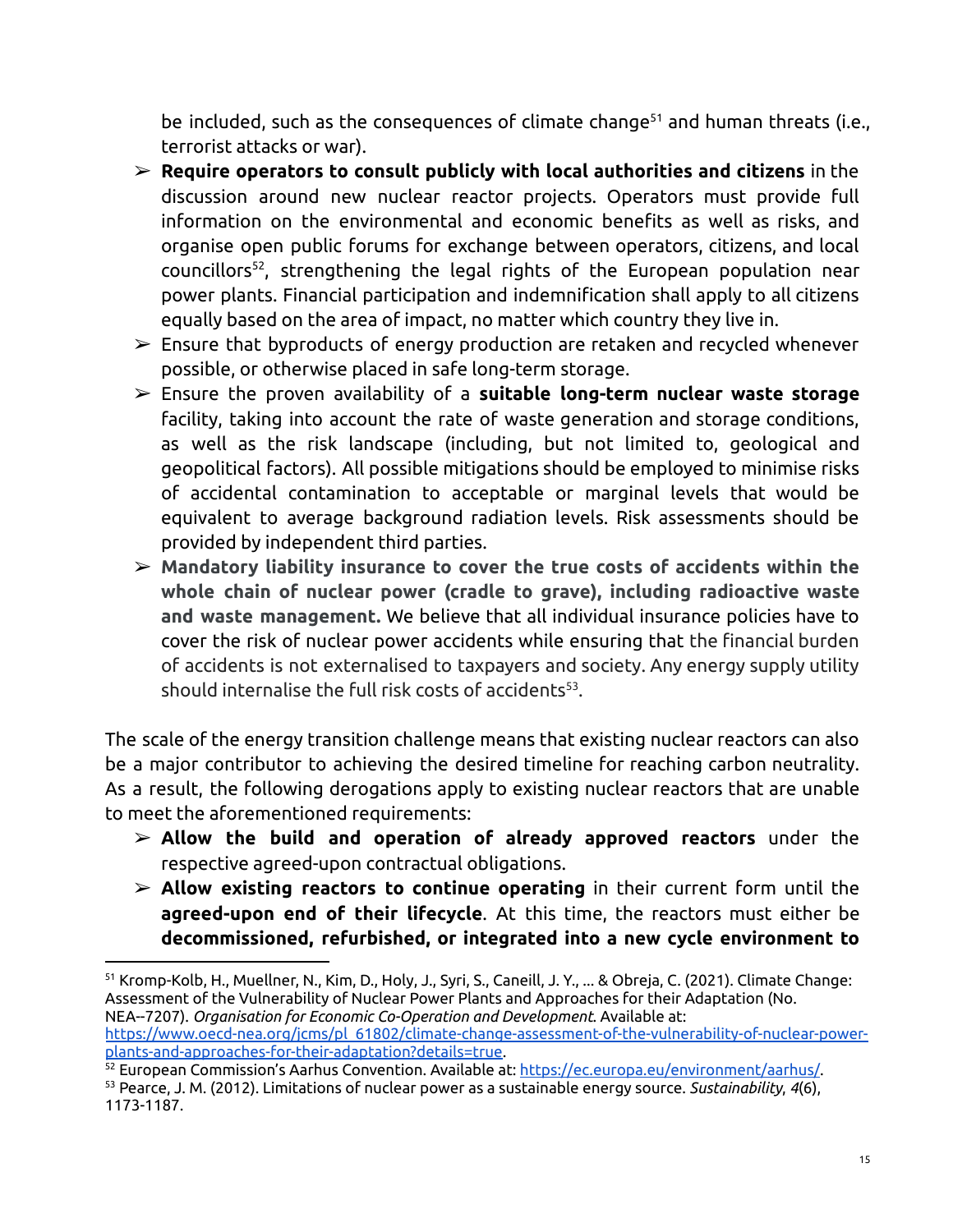be included, such as the consequences of climate change[51] and human threats (i.e., terrorist attacks or war).

- **Require operators to consult publicly with local authorities and citizens** in the discussion around new nuclear reactor projects. Operators must provide full information on the environmental and economic benefits as well as risks, and organise open public forums for exchange between operators, citizens, and local councillors[52], strengthening the legal rights of the European population near power plants. Financial participation and indemnification shall apply to all citizens equally based on the area of impact, no matter which country they live in.
- Ensure that byproducts of energy production are retaken and recycled whenever possible, or otherwise placed in safe long-term storage.
- Ensure the proven availability of a **suitable long-term nuclear waste storage** facility, taking into account the rate of waste generation and storage conditions, as well as the risk landscape (including, but not limited to, geological and geopolitical factors). All possible mitigations should be employed to minimise risks of accidental contamination to acceptable or marginal levels that would be equivalent to average background radiation levels. Risk assessments should be provided by independent third parties.
- **Mandatory liability insurance to cover the true costs of accidents within the whole chain of nuclear power (cradle to grave), including radioactive waste and waste management.** We believe that all individual insurance policies have to cover the risk of nuclear power accidents while ensuring that the financial burden of accidents is not externalised to taxpayers and society. Any energy supply utility should internalise the full risk costs of accidents[53].

The scale of the energy transition challenge means that existing nuclear reactors can also be a major contributor to achieving the desired timeline for reaching carbon neutrality. As a result, the following derogations apply to existing nuclear reactors that are unable to meet the aforementioned requirements:

- **Allow the build and operation of already approved reactors** under the respective agreed-upon contractual obligations.
- **Allow existing reactors to continue operating** in their current form until the **agreed-upon end of their lifecycle**. At this time, the reactors must either be **decommissioned, refurbished, or integrated into a new cycle environment to**

---

[51] Kromp-Kolb, H., Muellner, N., Kim, D., Holy, J., Syri, S., Caneill, J. Y., ... & Obreja, C. (2021). Climate Change: Assessment of the Vulnerability of Nuclear Power Plants and Approaches for their Adaptation (No. NEA--7207). *Organisation for Economic Co-Operation and Development*. Available at: https://www.oecd-nea.org/jcms/pl_61802/climate-change-assessment-of-the-vulnerability-of-nuclear-power-plants-and-approaches-for-their-adaptation?details=true.

[52] European Commission's Aarhus Convention. Available at: https://ec.europa.eu/environment/aarhus/.

[53] Pearce, J. M. (2012). Limitations of nuclear power as a sustainable energy source. *Sustainability*, *4*(6), 1173-1187.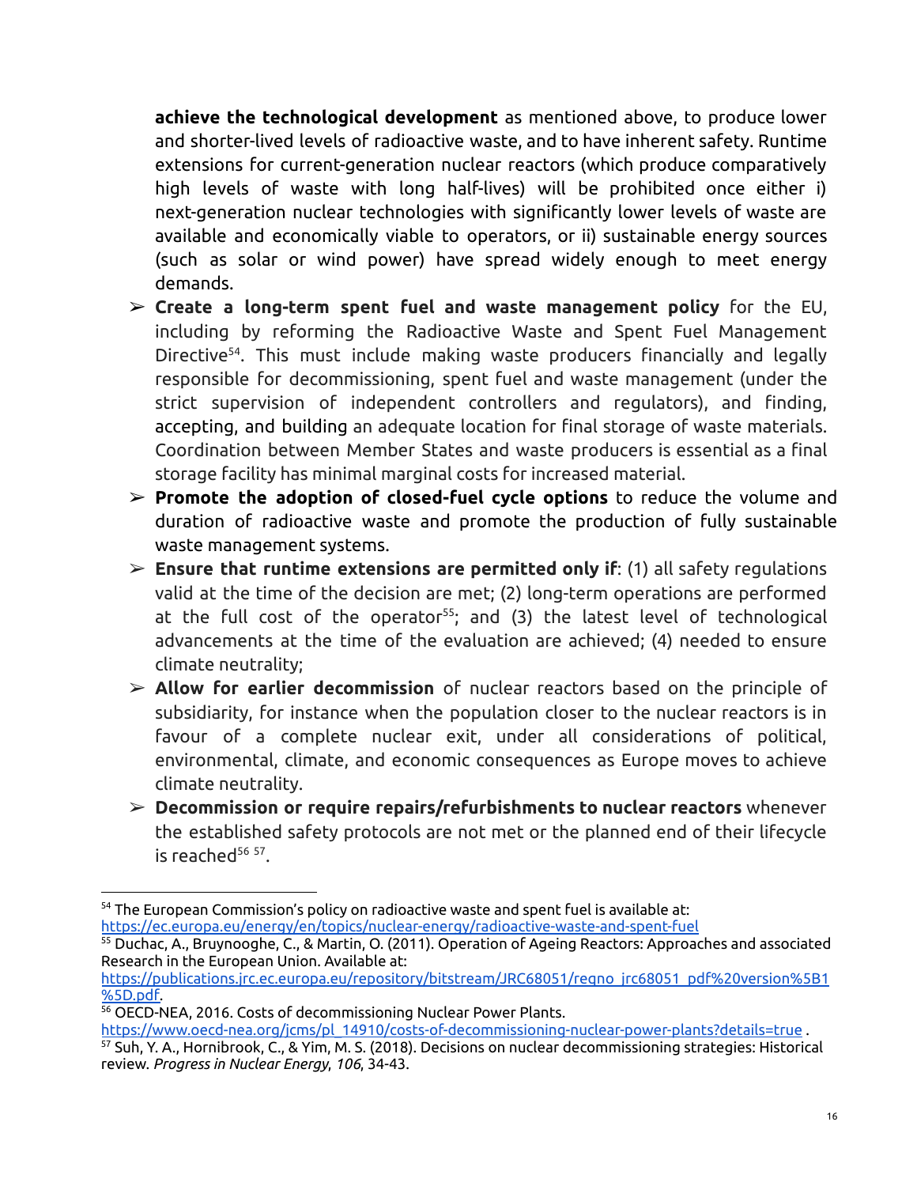**achieve the technological development** as mentioned above, to produce lower and shorter-lived levels of radioactive waste, and to have inherent safety. Runtime extensions for current-generation nuclear reactors (which produce comparatively high levels of waste with long half-lives) will be prohibited once either i) next-generation nuclear technologies with significantly lower levels of waste are available and economically viable to operators, or ii) sustainable energy sources (such as solar or wind power) have spread widely enough to meet energy demands.

- **Create a long-term spent fuel and waste management policy** for the EU, including by reforming the Radioactive Waste and Spent Fuel Management Directive[54]. This must include making waste producers financially and legally responsible for decommissioning, spent fuel and waste management (under the strict supervision of independent controllers and regulators), and finding, accepting, and building an adequate location for final storage of waste materials. Coordination between Member States and waste producers is essential as a final storage facility has minimal marginal costs for increased material.
- **Promote the adoption of closed-fuel cycle options** to reduce the volume and duration of radioactive waste and promote the production of fully sustainable waste management systems.
- **Ensure that runtime extensions are permitted only if**: (1) all safety regulations valid at the time of the decision are met; (2) long-term operations are performed at the full cost of the operator[55]; and (3) the latest level of technological advancements at the time of the evaluation are achieved; (4) needed to ensure climate neutrality;
- **Allow for earlier decommission** of nuclear reactors based on the principle of subsidiarity, for instance when the population closer to the nuclear reactors is in favour of a complete nuclear exit, under all considerations of political, environmental, climate, and economic consequences as Europe moves to achieve climate neutrality.
- **Decommission or require repairs/refurbishments to nuclear reactors** whenever the established safety protocols are not met or the planned end of their lifecycle is reached[56] [57].

---

[54] The European Commission's policy on radioactive waste and spent fuel is available at: https://ec.europa.eu/energy/en/topics/nuclear-energy/radioactive-waste-and-spent-fuel

[55] Duchac, A., Bruynooghe, C., & Martin, O. (2011). Operation of Ageing Reactors: Approaches and associated Research in the European Union. Available at: https://publications.jrc.ec.europa.eu/repository/bitstream/JRC68051/reqno_jrc68051_pdf%20version%5B1%5D.pdf.

[56] OECD-NEA, 2016. Costs of decommissioning Nuclear Power Plants. https://www.oecd-nea.org/jcms/pl_14910/costs-of-decommissioning-nuclear-power-plants?details=true .

[57] Suh, Y. A., Hornibrook, C., & Yim, M. S. (2018). Decisions on nuclear decommissioning strategies: Historical review. *Progress in Nuclear Energy*, *106*, 34-43.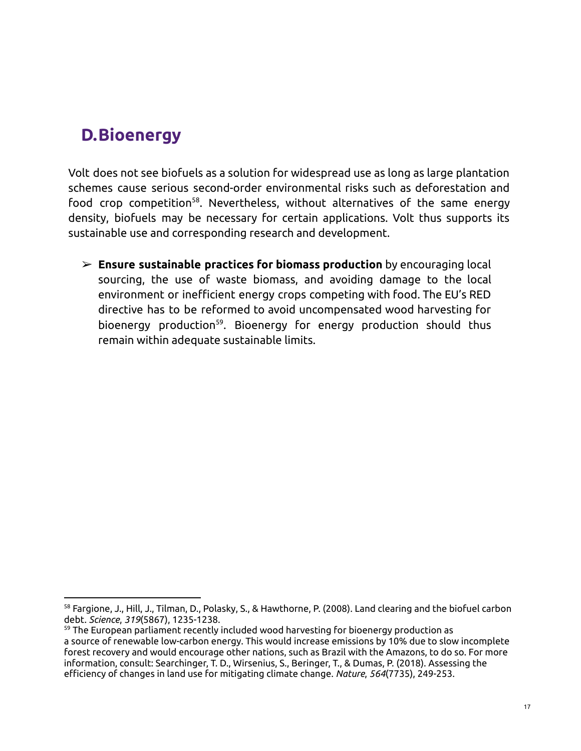## D. Bioenergy

Volt does not see biofuels as a solution for widespread use as long as large plantation schemes cause serious second-order environmental risks such as deforestation and food crop competition[58]. Nevertheless, without alternatives of the same energy density, biofuels may be necessary for certain applications. Volt thus supports its sustainable use and corresponding research and development.

- **Ensure sustainable practices for biomass production** by encouraging local sourcing, the use of waste biomass, and avoiding damage to the local environment or inefficient energy crops competing with food. The EU's RED directive has to be reformed to avoid uncompensated wood harvesting for bioenergy production[59]. Bioenergy for energy production should thus remain within adequate sustainable limits.

---

[58] Fargione, J., Hill, J., Tilman, D., Polasky, S., & Hawthorne, P. (2008). Land clearing and the biofuel carbon debt. *Science*, *319*(5867), 1235-1238.

[59] The European parliament recently included wood harvesting for bioenergy production as a source of renewable low-carbon energy. This would increase emissions by 10% due to slow incomplete forest recovery and would encourage other nations, such as Brazil with the Amazons, to do so. For more information, consult: Searchinger, T. D., Wirsenius, S., Beringer, T., & Dumas, P. (2018). Assessing the efficiency of changes in land use for mitigating climate change. *Nature*, *564*(7735), 249-253.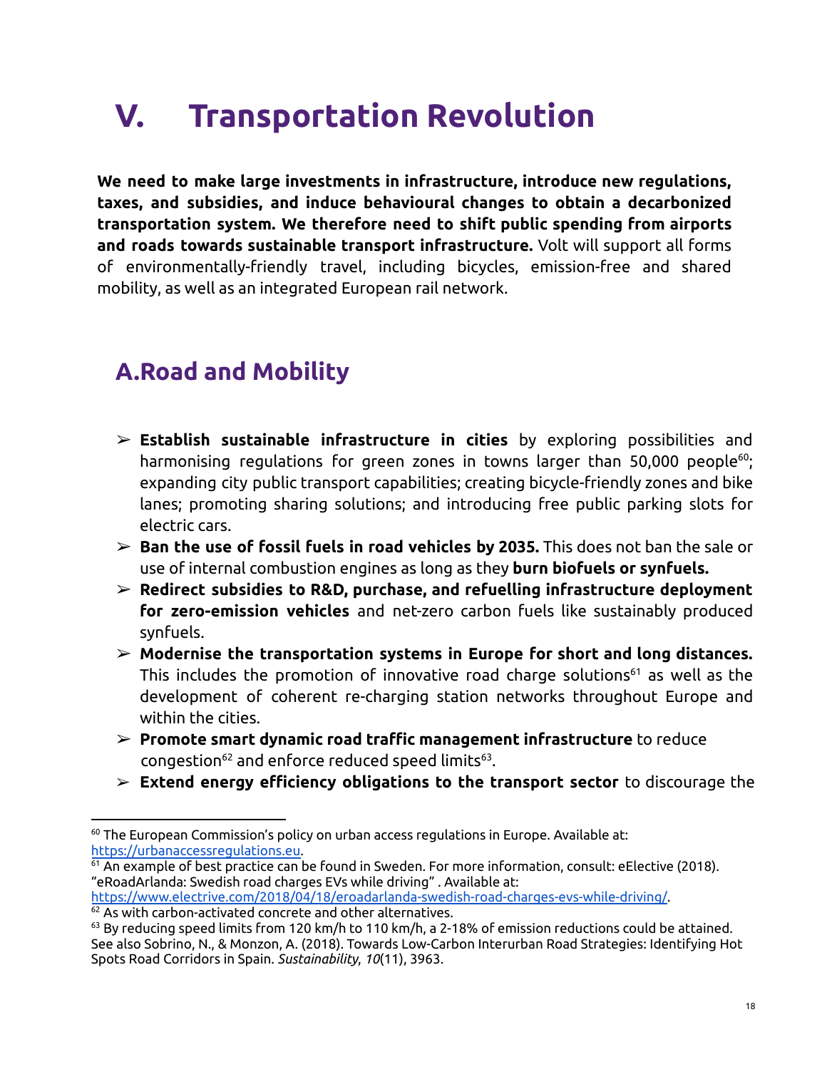# V. Transportation Revolution

**We need to make large investments in infrastructure, introduce new regulations, taxes, and subsidies, and induce behavioural changes to obtain a decarbonized transportation system. We therefore need to shift public spending from airports and roads towards sustainable transport infrastructure.** Volt will support all forms of environmentally-friendly travel, including bicycles, emission-free and shared mobility, as well as an integrated European rail network.

## A. Road and Mobility

- **Establish sustainable infrastructure in cities** by exploring possibilities and harmonising regulations for green zones in towns larger than 50,000 people[60]; expanding city public transport capabilities; creating bicycle-friendly zones and bike lanes; promoting sharing solutions; and introducing free public parking slots for electric cars.
- **Ban the use of fossil fuels in road vehicles by 2035.** This does not ban the sale or use of internal combustion engines as long as they **burn biofuels or synfuels.**
- **Redirect subsidies to R&D, purchase, and refuelling infrastructure deployment for zero-emission vehicles** and net-zero carbon fuels like sustainably produced synfuels.
- **Modernise the transportation systems in Europe for short and long distances.** This includes the promotion of innovative road charge solutions[61] as well as the development of coherent re-charging station networks throughout Europe and within the cities.
- **Promote smart dynamic road traffic management infrastructure** to reduce congestion[62] and enforce reduced speed limits[63].
- **Extend energy efficiency obligations to the transport sector** to discourage the

---

[60] The European Commission's policy on urban access regulations in Europe. Available at: https://urbanaccessregulations.eu.

[61] An example of best practice can be found in Sweden. For more information, consult: eElective (2018). "eRoadArlanda: Swedish road charges EVs while driving" . Available at: https://www.electrive.com/2018/04/18/eroadarlanda-swedish-road-charges-evs-while-driving/.

[62] As with carbon-activated concrete and other alternatives.

[63] By reducing speed limits from 120 km/h to 110 km/h, a 2-18% of emission reductions could be attained. See also Sobrino, N., & Monzon, A. (2018). Towards Low-Carbon Interurban Road Strategies: Identifying Hot Spots Road Corridors in Spain. *Sustainability*, *10*(11), 3963.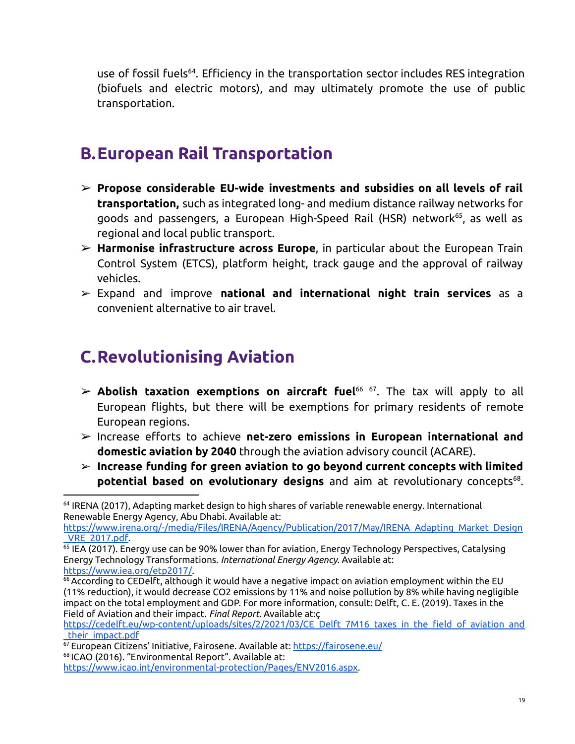use of fossil fuels[64]. Efficiency in the transportation sector includes RES integration (biofuels and electric motors), and may ultimately promote the use of public transportation.

## B. European Rail Transportation

- **Propose considerable EU-wide investments and subsidies on all levels of rail transportation,** such as integrated long- and medium distance railway networks for goods and passengers, a European High-Speed Rail (HSR) network[65], as well as regional and local public transport.
- **Harmonise infrastructure across Europe**, in particular about the European Train Control System (ETCS), platform height, track gauge and the approval of railway vehicles.
- Expand and improve **national and international night train services** as a convenient alternative to air travel.

## C. Revolutionising Aviation

- **Abolish taxation exemptions on aircraft fuel**[66] [67]. The tax will apply to all European flights, but there will be exemptions for primary residents of remote European regions.
- Increase efforts to achieve **net-zero emissions in European international and domestic aviation by 2040** through the aviation advisory council (ACARE).
- **Increase funding for green aviation to go beyond current concepts with limited potential based on evolutionary designs** and aim at revolutionary concepts[68].

---

[64] IRENA (2017), Adapting market design to high shares of variable renewable energy. International Renewable Energy Agency, Abu Dhabi. Available at: https://www.irena.org/-/media/Files/IRENA/Agency/Publication/2017/May/IRENA_Adapting_Market_Design_VRE_2017.pdf.

[65] IEA (2017). Energy use can be 90% lower than for aviation, Energy Technology Perspectives, Catalysing Energy Technology Transformations. *International Energy Agency*. Available at: https://www.iea.org/etp2017/.

[66] According to CEDelft, although it would have a negative impact on aviation employment within the EU (11% reduction), it would decrease CO2 emissions by 11% and noise pollution by 8% while having negligible impact on the total employment and GDP. For more information, consult: Delft, C. E. (2019). Taxes in the Field of Aviation and their impact. *Final Report*. Available at:ç https://cedelft.eu/wp-content/uploads/sites/2/2021/03/CE_Delft_7M16_taxes_in_the_field_of_aviation_and_their_impact.pdf

[67] European Citizens' Initiative, Fairosene. Available at: https://fairosene.eu/

[68] ICAO (2016). "Environmental Report". Available at: https://www.icao.int/environmental-protection/Pages/ENV2016.aspx.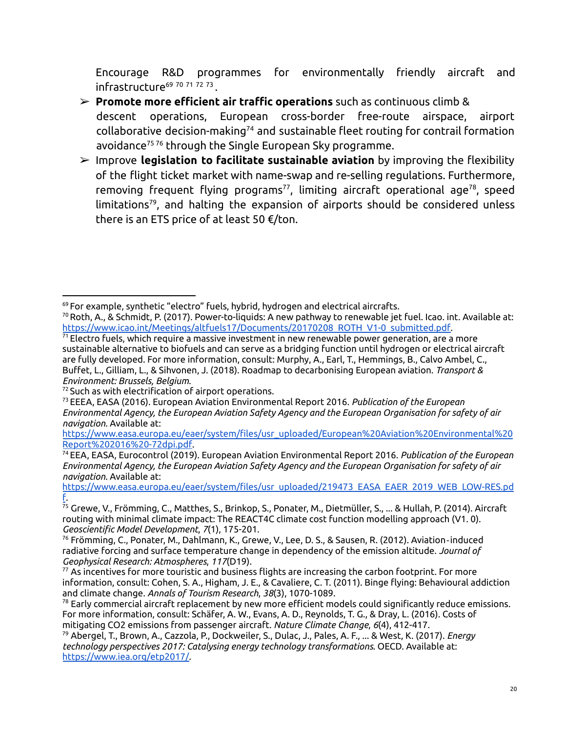Encourage R&D programmes for environmentally friendly aircraft and infrastructure[69] [70] [71] [72] [73].

- **Promote more efficient air traffic operations** such as continuous climb & descent operations, European cross-border free-route airspace, airport collaborative decision-making[74] and sustainable fleet routing for contrail formation avoidance[75] [76] through the Single European Sky programme.
- Improve **legislation to facilitate sustainable aviation** by improving the flexibility of the flight ticket market with name-swap and re-selling regulations. Furthermore, removing frequent flying programs[77], limiting aircraft operational age[78], speed limitations[79], and halting the expansion of airports should be considered unless there is an ETS price of at least 50 €/ton.

---

[69] For example, synthetic "electro" fuels, hybrid, hydrogen and electrical aircrafts.

[70] Roth, A., & Schmidt, P. (2017). Power-to-liquids: A new pathway to renewable jet fuel. Icao. int. Available at: https://www.icao.int/Meetings/altfuels17/Documents/20170208_ROTH_V1-0_submitted.pdf.

[71] Electro fuels, which require a massive investment in new renewable power generation, are a more sustainable alternative to biofuels and can serve as a bridging function until hydrogen or electrical aircraft are fully developed. For more information, consult: Murphy, A., Earl, T., Hemmings, B., Calvo Ambel, C., Buffet, L., Gilliam, L., & Sihvonen, J. (2018). Roadmap to decarbonising European aviation. *Transport & Environment: Brussels, Belgium*.

[72] Such as with electrification of airport operations.

[73] EEEA, EASA (2016). European Aviation Environmental Report 2016. *Publication of the European Environmental Agency, the European Aviation Safety Agency and the European Organisation for safety of air navigation.* Available at: https://www.easa.europa.eu/eaer/system/files/usr_uploaded/European%20Aviation%20Environmental%20Report%202016%20-72dpi.pdf.

[74] EEA, EASA, Eurocontrol (2019). European Aviation Environmental Report 2016. *Publication of the European Environmental Agency, the European Aviation Safety Agency and the European Organisation for safety of air navigation.* Available at: https://www.easa.europa.eu/eaer/system/files/usr_uploaded/219473_EASA_EAER_2019_WEB_LOW-RES.pdf.

[75] Grewe, V., Frömming, C., Matthes, S., Brinkop, S., Ponater, M., Dietmüller, S., ... & Hullah, P. (2014). Aircraft routing with minimal climate impact: The REACT4C climate cost function modelling approach (V1. 0). *Geoscientific Model Development*, *7*(1), 175-201.

[76] Frömming, C., Ponater, M., Dahlmann, K., Grewe, V., Lee, D. S., & Sausen, R. (2012). Aviation-induced radiative forcing and surface temperature change in dependency of the emission altitude. *Journal of Geophysical Research: Atmospheres*, *117*(D19).

[77] As incentives for more touristic and business flights are increasing the carbon footprint. For more information, consult: Cohen, S. A., Higham, J. E., & Cavaliere, C. T. (2011). Binge flying: Behavioural addiction and climate change. *Annals of Tourism Research*, *38*(3), 1070-1089.

[78] Early commercial aircraft replacement by new more efficient models could significantly reduce emissions. For more information, consult: Schäfer, A. W., Evans, A. D., Reynolds, T. G., & Dray, L. (2016). Costs of mitigating CO2 emissions from passenger aircraft. *Nature Climate Change*, *6*(4), 412-417.

[79] Abergel, T., Brown, A., Cazzola, P., Dockweiler, S., Dulac, J., Pales, A. F., ... & West, K. (2017). *Energy technology perspectives 2017: Catalysing energy technology transformations*. OECD. Available at: https://www.iea.org/etp2017/.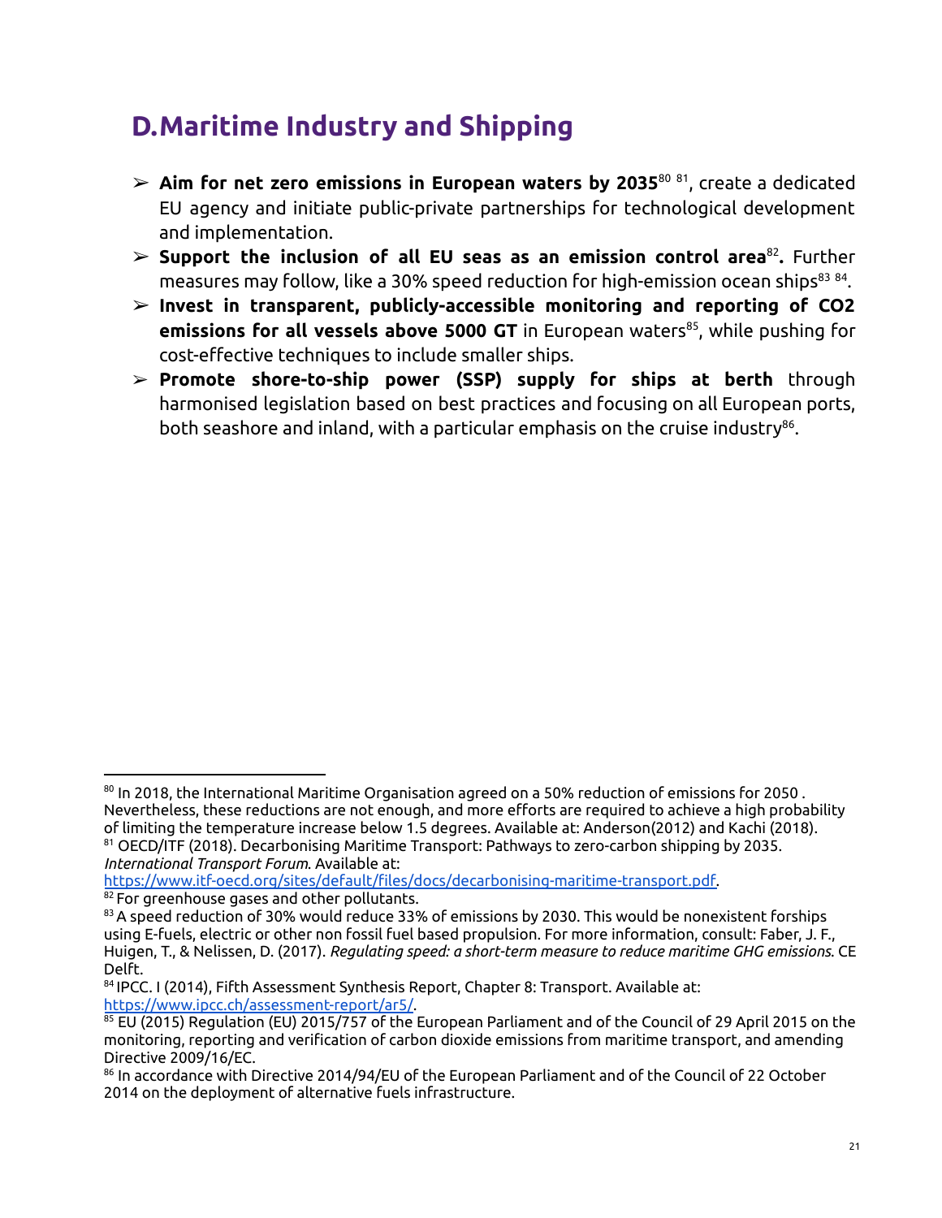## D. Maritime Industry and Shipping

- **Aim for net zero emissions in European waters by 2035**[80][81], create a dedicated EU agency and initiate public-private partnerships for technological development and implementation.
- **Support the inclusion of all EU seas as an emission control area**[82]**.** Further measures may follow, like a 30% speed reduction for high-emission ocean ships[83][84].
- **Invest in transparent, publicly-accessible monitoring and reporting of CO2 emissions for all vessels above 5000 GT** in European waters[85], while pushing for cost-effective techniques to include smaller ships.
- **Promote shore-to-ship power (SSP) supply for ships at berth** through harmonised legislation based on best practices and focusing on all European ports, both seashore and inland, with a particular emphasis on the cruise industry[86].

---

[80] In 2018, the International Maritime Organisation agreed on a 50% reduction of emissions for 2050 . Nevertheless, these reductions are not enough, and more efforts are required to achieve a high probability of limiting the temperature increase below 1.5 degrees. Available at: Anderson(2012) and Kachi (2018).

[81] OECD/ITF (2018). Decarbonising Maritime Transport: Pathways to zero-carbon shipping by 2035. *International Transport Forum.* Available at: https://www.itf-oecd.org/sites/default/files/docs/decarbonising-maritime-transport.pdf.

[82] For greenhouse gases and other pollutants.

[83] A speed reduction of 30% would reduce 33% of emissions by 2030. This would be nonexistent forships using E-fuels, electric or other non fossil fuel based propulsion. For more information, consult: Faber, J. F., Huigen, T., & Nelissen, D. (2017). *Regulating speed: a short-term measure to reduce maritime GHG emissions.* CE Delft.

[84] IPCC. I (2014), Fifth Assessment Synthesis Report, Chapter 8: Transport. Available at: https://www.ipcc.ch/assessment-report/ar5/.

[85] EU (2015) Regulation (EU) 2015/757 of the European Parliament and of the Council of 29 April 2015 on the monitoring, reporting and verification of carbon dioxide emissions from maritime transport, and amending Directive 2009/16/EC.

[86] In accordance with Directive 2014/94/EU of the European Parliament and of the Council of 22 October 2014 on the deployment of alternative fuels infrastructure.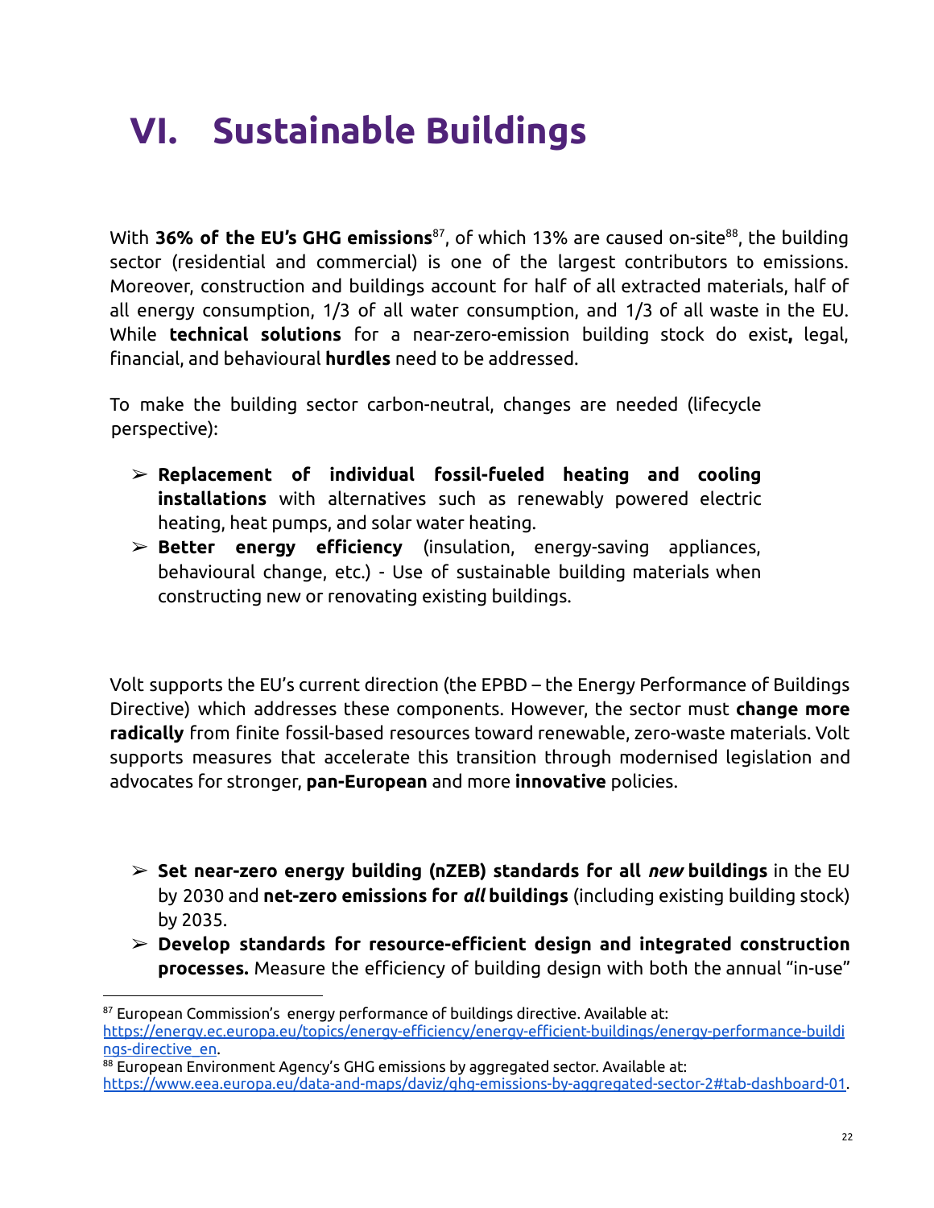# VI. Sustainable Buildings

With **36% of the EU's GHG emissions**[87], of which 13% are caused on-site[88], the building sector (residential and commercial) is one of the largest contributors to emissions. Moreover, construction and buildings account for half of all extracted materials, half of all energy consumption, 1/3 of all water consumption, and 1/3 of all waste in the EU. While **technical solutions** for a near-zero-emission building stock do exist**,** legal, financial, and behavioural **hurdles** need to be addressed.

To make the building sector carbon-neutral, changes are needed (lifecycle perspective):

- **Replacement of individual fossil-fueled heating and cooling installations** with alternatives such as renewably powered electric heating, heat pumps, and solar water heating.
- **Better energy efficiency** (insulation, energy-saving appliances, behavioural change, etc.) - Use of sustainable building materials when constructing new or renovating existing buildings.

Volt supports the EU's current direction (the EPBD – the Energy Performance of Buildings Directive) which addresses these components. However, the sector must **change more radically** from finite fossil-based resources toward renewable, zero-waste materials. Volt supports measures that accelerate this transition through modernised legislation and advocates for stronger, **pan-European** and more **innovative** policies.

- **Set near-zero energy building (nZEB) standards for all *new* buildings** in the EU by 2030 and **net-zero emissions for *all* buildings** (including existing building stock) by 2035.
- **Develop standards for resource-efficient design and integrated construction processes.** Measure the efficiency of building design with both the annual "in-use"

---

[87] European Commission's energy performance of buildings directive. Available at: https://energy.ec.europa.eu/topics/energy-efficiency/energy-efficient-buildings/energy-performance-buildings-directive_en.

[88] European Environment Agency's GHG emissions by aggregated sector. Available at: https://www.eea.europa.eu/data-and-maps/daviz/ghg-emissions-by-aggregated-sector-2#tab-dashboard-01.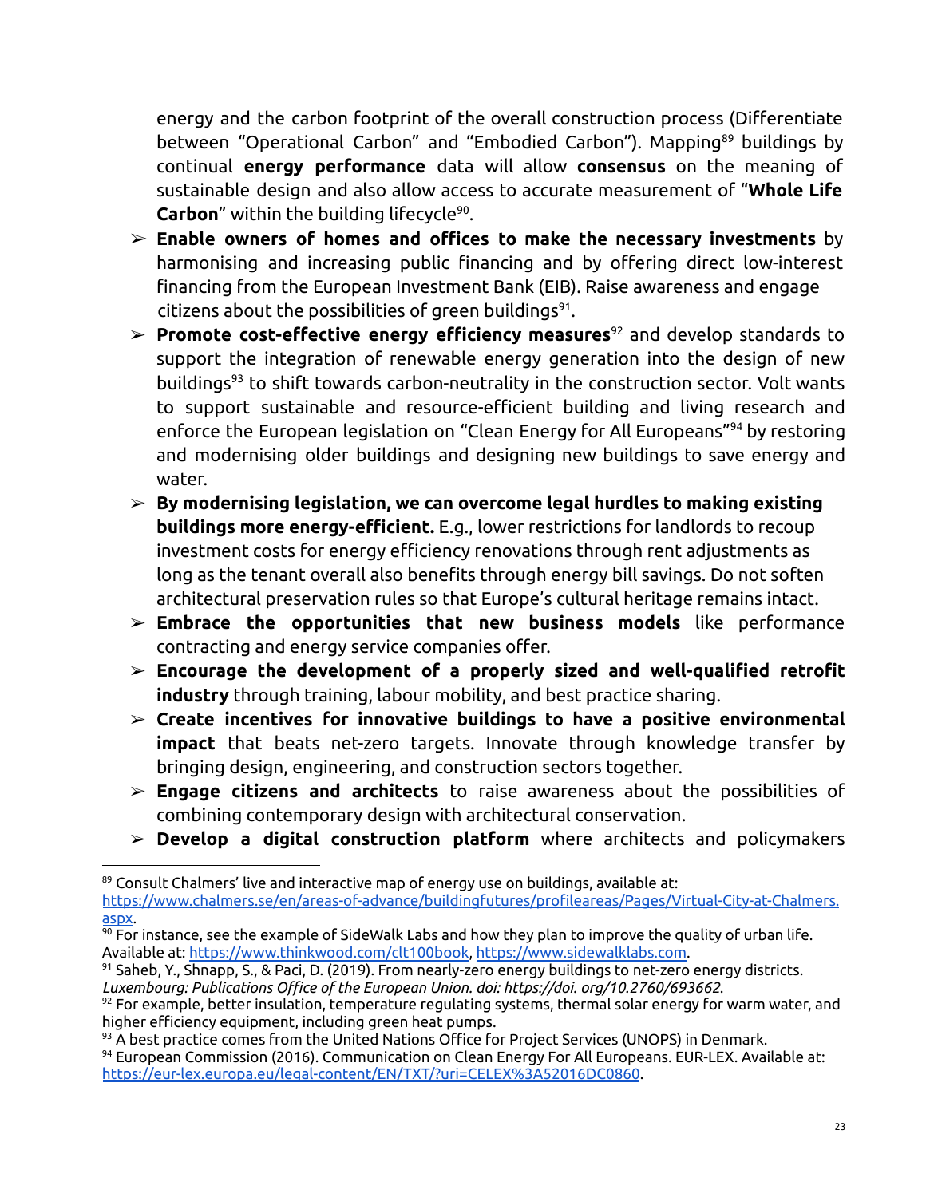energy and the carbon footprint of the overall construction process (Differentiate between "Operational Carbon" and "Embodied Carbon"). Mapping[89] buildings by continual **energy performance** data will allow **consensus** on the meaning of sustainable design and also allow access to accurate measurement of "**Whole Life Carbon**" within the building lifecycle[90].

- ➢ **Enable owners of homes and offices to make the necessary investments** by harmonising and increasing public financing and by offering direct low-interest financing from the European Investment Bank (EIB). Raise awareness and engage citizens about the possibilities of green buildings[91].
- ➢ **Promote cost-effective energy efficiency measures**[92] and develop standards to support the integration of renewable energy generation into the design of new buildings[93] to shift towards carbon-neutrality in the construction sector. Volt wants to support sustainable and resource-efficient building and living research and enforce the European legislation on "Clean Energy for All Europeans"[94] by restoring and modernising older buildings and designing new buildings to save energy and water.
- ➢ **By modernising legislation, we can overcome legal hurdles to making existing buildings more energy-efficient.** E.g., lower restrictions for landlords to recoup investment costs for energy efficiency renovations through rent adjustments as long as the tenant overall also benefits through energy bill savings. Do not soften architectural preservation rules so that Europe's cultural heritage remains intact.
- ➢ **Embrace the opportunities that new business models** like performance contracting and energy service companies offer.
- ➢ **Encourage the development of a properly sized and well-qualified retrofit industry** through training, labour mobility, and best practice sharing.
- ➢ **Create incentives for innovative buildings to have a positive environmental impact** that beats net-zero targets. Innovate through knowledge transfer by bringing design, engineering, and construction sectors together.
- ➢ **Engage citizens and architects** to raise awareness about the possibilities of combining contemporary design with architectural conservation.
- ➢ **Develop a digital construction platform** where architects and policymakers

---

[89] Consult Chalmers' live and interactive map of energy use on buildings, available at: https://www.chalmers.se/en/areas-of-advance/buildingfutures/profileareas/Pages/Virtual-City-at-Chalmers.aspx.

[90] For instance, see the example of SideWalk Labs and how they plan to improve the quality of urban life. Available at: https://www.thinkwood.com/clt100book, https://www.sidewalklabs.com.

[91] Saheb, Y., Shnapp, S., & Paci, D. (2019). From nearly-zero energy buildings to net-zero energy districts. *Luxembourg: Publications Office of the European Union. doi: https://doi. org/10.2760/693662.*

[92] For example, better insulation, temperature regulating systems, thermal solar energy for warm water, and higher efficiency equipment, including green heat pumps.

[93] A best practice comes from the United Nations Office for Project Services (UNOPS) in Denmark.

[94] European Commission (2016). Communication on Clean Energy For All Europeans. EUR-LEX. Available at: https://eur-lex.europa.eu/legal-content/EN/TXT/?uri=CELEX%3A52016DC0860.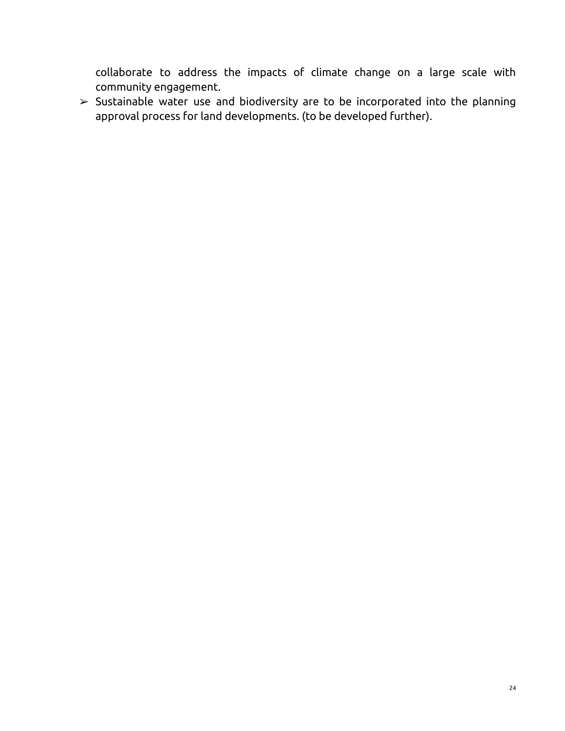collaborate to address the impacts of climate change on a large scale with community engagement.

- ➢ Sustainable water use and biodiversity are to be incorporated into the planning approval process for land developments. (to be developed further).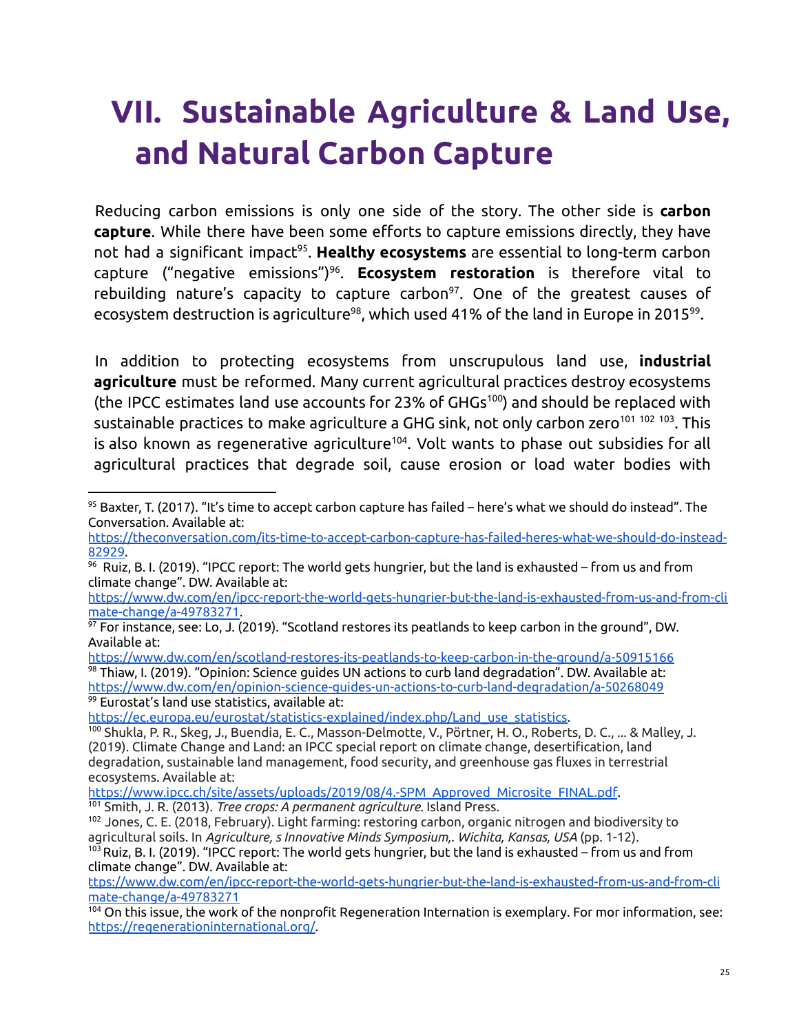# VII. Sustainable Agriculture & Land Use, and Natural Carbon Capture

Reducing carbon emissions is only one side of the story. The other side is **carbon capture**. While there have been some efforts to capture emissions directly, they have not had a significant impact[95]. **Healthy ecosystems** are essential to long-term carbon capture ("negative emissions")[96]. **Ecosystem restoration** is therefore vital to rebuilding nature's capacity to capture carbon[97]. One of the greatest causes of ecosystem destruction is agriculture[98], which used 41% of the land in Europe in 2015[99].

In addition to protecting ecosystems from unscrupulous land use, **industrial agriculture** must be reformed. Many current agricultural practices destroy ecosystems (the IPCC estimates land use accounts for 23% of GHGs[100]) and should be replaced with sustainable practices to make agriculture a GHG sink, not only carbon zero[101 102 103]. This is also known as regenerative agriculture[104]. Volt wants to phase out subsidies for all agricultural practices that degrade soil, cause erosion or load water bodies with

---

[95] Baxter, T. (2017). "It's time to accept carbon capture has failed – here's what we should do instead". The Conversation. Available at: https://theconversation.com/its-time-to-accept-carbon-capture-has-failed-heres-what-we-should-do-instead-82929.

[96] Ruiz, B. I. (2019). "IPCC report: The world gets hungrier, but the land is exhausted – from us and from climate change". DW. Available at: https://www.dw.com/en/ipcc-report-the-world-gets-hungrier-but-the-land-is-exhausted-from-us-and-from-climate-change/a-49783271.

[97] For instance, see: Lo, J. (2019). "Scotland restores its peatlands to keep carbon in the ground", DW. Available at: https://www.dw.com/en/scotland-restores-its-peatlands-to-keep-carbon-in-the-ground/a-50915166

[98] Thiaw, I. (2019). "Opinion: Science guides UN actions to curb land degradation". DW. Available at: https://www.dw.com/en/opinion-science-guides-un-actions-to-curb-land-degradation/a-50268049

[99] Eurostat's land use statistics, available at: https://ec.europa.eu/eurostat/statistics-explained/index.php/Land_use_statistics.

[100] Shukla, P. R., Skeg, J., Buendia, E. C., Masson-Delmotte, V., Pörtner, H. O., Roberts, D. C., ... & Malley, J. (2019). Climate Change and Land: an IPCC special report on climate change, desertification, land degradation, sustainable land management, food security, and greenhouse gas fluxes in terrestrial ecosystems. Available at: https://www.ipcc.ch/site/assets/uploads/2019/08/4.-SPM_Approved_Microsite_FINAL.pdf.

[101] Smith, J. R. (2013). *Tree crops: A permanent agriculture.* Island Press.

[102] Jones, C. E. (2018, February). Light farming: restoring carbon, organic nitrogen and biodiversity to agricultural soils. In *Agriculture, s Innovative Minds Symposium,. Wichita, Kansas, USA* (pp. 1-12).

[103] Ruiz, B. I. (2019). "IPCC report: The world gets hungrier, but the land is exhausted – from us and from climate change". DW. Available at: ttps://www.dw.com/en/ipcc-report-the-world-gets-hungrier-but-the-land-is-exhausted-from-us-and-from-climate-change/a-49783271

[104] On this issue, the work of the nonprofit Regeneration International is exemplary. For mor information, see: https://regenerationinternational.org/.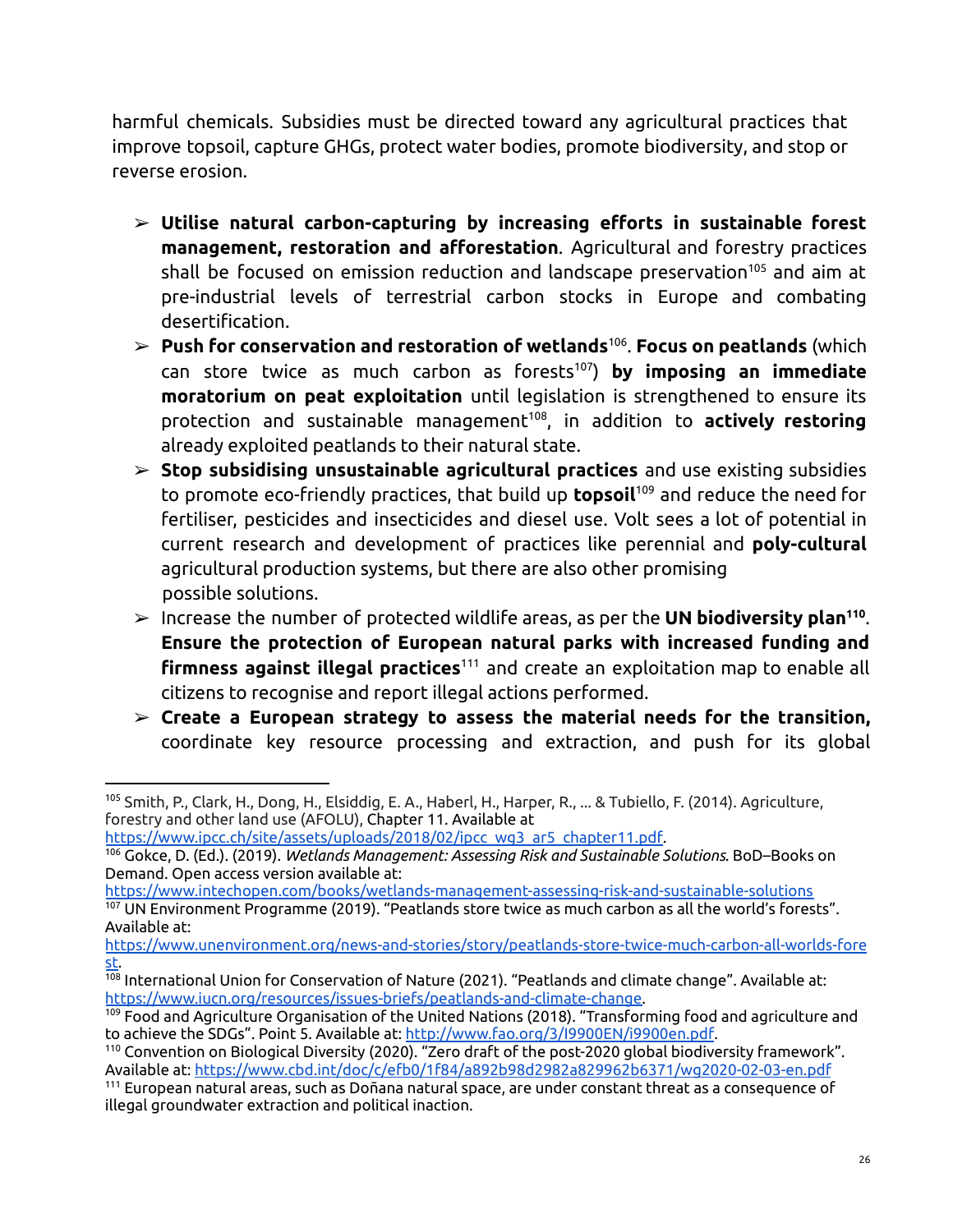harmful chemicals. Subsidies must be directed toward any agricultural practices that improve topsoil, capture GHGs, protect water bodies, promote biodiversity, and stop or reverse erosion.

- **Utilise natural carbon-capturing by increasing efforts in sustainable forest management, restoration and afforestation**. Agricultural and forestry practices shall be focused on emission reduction and landscape preservation[105] and aim at pre-industrial levels of terrestrial carbon stocks in Europe and combating desertification.
- **Push for conservation and restoration of wetlands**[106]. **Focus on peatlands** (which can store twice as much carbon as forests[107]) **by imposing an immediate moratorium on peat exploitation** until legislation is strengthened to ensure its protection and sustainable management[108], in addition to **actively restoring** already exploited peatlands to their natural state.
- **Stop subsidising unsustainable agricultural practices** and use existing subsidies to promote eco-friendly practices, that build up **topsoil**[109] and reduce the need for fertiliser, pesticides and insecticides and diesel use. Volt sees a lot of potential in current research and development of practices like perennial and **poly-cultural** agricultural production systems, but there are also other promising possible solutions.
- Increase the number of protected wildlife areas, as per the **UN biodiversity plan**[110]. **Ensure the protection of European natural parks with increased funding and firmness against illegal practices**[111] and create an exploitation map to enable all citizens to recognise and report illegal actions performed.
- **Create a European strategy to assess the material needs for the transition,** coordinate key resource processing and extraction, and push for its global

---

[105] Smith, P., Clark, H., Dong, H., Elsiddig, E. A., Haberl, H., Harper, R., ... & Tubiello, F. (2014). Agriculture, forestry and other land use (AFOLU), Chapter 11. Available at https://www.ipcc.ch/site/assets/uploads/2018/02/ipcc_wg3_ar5_chapter11.pdf.

[106] Gokce, D. (Ed.). (2019). *Wetlands Management: Assessing Risk and Sustainable Solutions.* BoD–Books on Demand. Open access version available at: https://www.intechopen.com/books/wetlands-management-assessing-risk-and-sustainable-solutions

[107] UN Environment Programme (2019). "Peatlands store twice as much carbon as all the world's forests". Available at: https://www.unenvironment.org/news-and-stories/story/peatlands-store-twice-much-carbon-all-worlds-forest.

[108] International Union for Conservation of Nature (2021). "Peatlands and climate change". Available at: https://www.iucn.org/resources/issues-briefs/peatlands-and-climate-change.

[109] Food and Agriculture Organisation of the United Nations (2018). "Transforming food and agriculture and to achieve the SDGs". Point 5. Available at: http://www.fao.org/3/I9900EN/i9900en.pdf.

[110] Convention on Biological Diversity (2020). "Zero draft of the post-2020 global biodiversity framework". Available at: https://www.cbd.int/doc/c/efb0/1f84/a892b98d2982a829962b6371/wg2020-02-03-en.pdf

[111] European natural areas, such as Doñana natural space, are under constant threat as a consequence of illegal groundwater extraction and political inaction.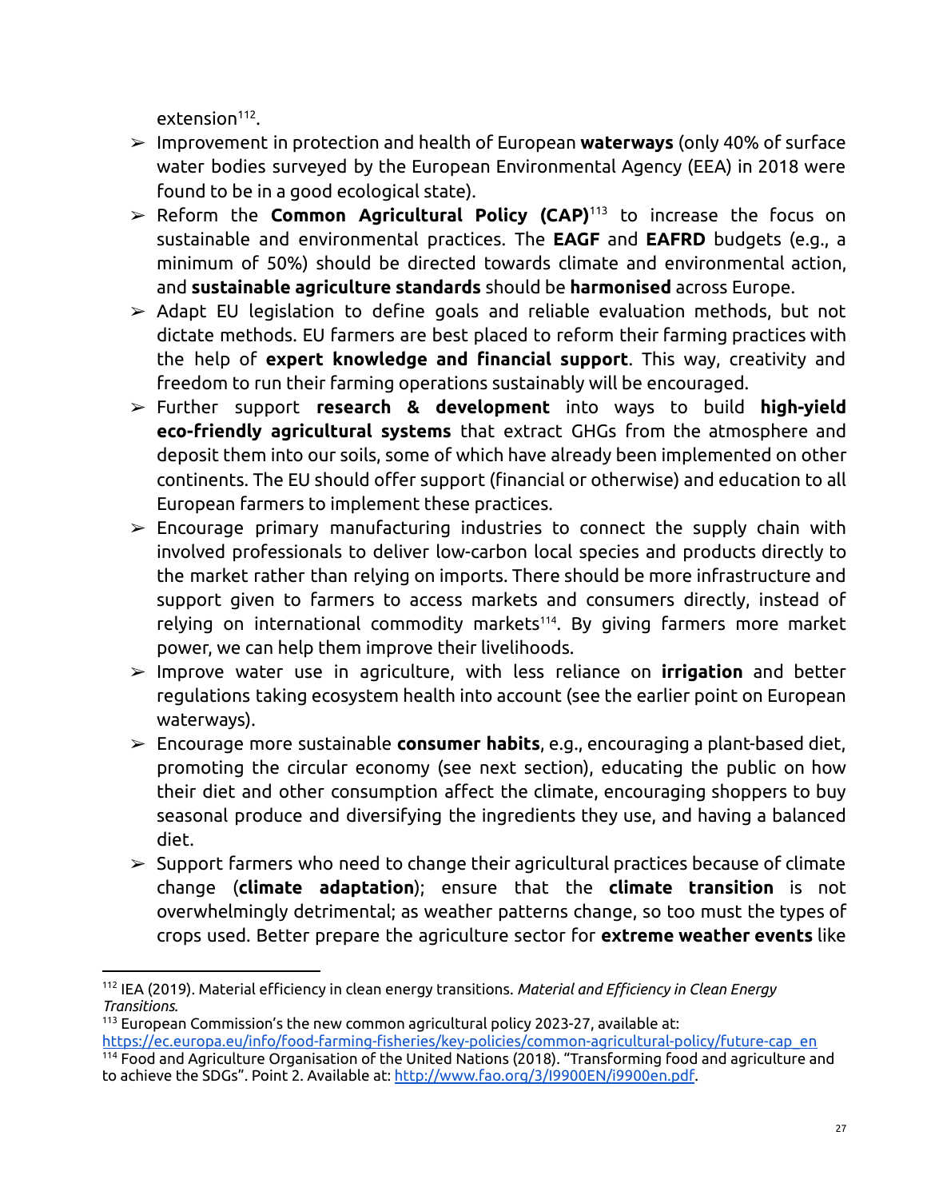extension[112].

- Improvement in protection and health of European **waterways** (only 40% of surface water bodies surveyed by the European Environmental Agency (EEA) in 2018 were found to be in a good ecological state).
- Reform the **Common Agricultural Policy (CAP)**[113] to increase the focus on sustainable and environmental practices. The **EAGF** and **EAFRD** budgets (e.g., a minimum of 50%) should be directed towards climate and environmental action, and **sustainable agriculture standards** should be **harmonised** across Europe.
- Adapt EU legislation to define goals and reliable evaluation methods, but not dictate methods. EU farmers are best placed to reform their farming practices with the help of **expert knowledge and financial support**. This way, creativity and freedom to run their farming operations sustainably will be encouraged.
- Further support **research & development** into ways to build **high-yield eco-friendly agricultural systems** that extract GHGs from the atmosphere and deposit them into our soils, some of which have already been implemented on other continents. The EU should offer support (financial or otherwise) and education to all European farmers to implement these practices.
- Encourage primary manufacturing industries to connect the supply chain with involved professionals to deliver low-carbon local species and products directly to the market rather than relying on imports. There should be more infrastructure and support given to farmers to access markets and consumers directly, instead of relying on international commodity markets[114]. By giving farmers more market power, we can help them improve their livelihoods.
- Improve water use in agriculture, with less reliance on **irrigation** and better regulations taking ecosystem health into account (see the earlier point on European waterways).
- Encourage more sustainable **consumer habits**, e.g., encouraging a plant-based diet, promoting the circular economy (see next section), educating the public on how their diet and other consumption affect the climate, encouraging shoppers to buy seasonal produce and diversifying the ingredients they use, and having a balanced diet.
- Support farmers who need to change their agricultural practices because of climate change (**climate adaptation**); ensure that the **climate transition** is not overwhelmingly detrimental; as weather patterns change, so too must the types of crops used. Better prepare the agriculture sector for **extreme weather events** like

---

[112] IEA (2019). Material efficiency in clean energy transitions. *Material and Efficiency in Clean Energy Transitions.*

[113] European Commission's the new common agricultural policy 2023-27, available at: https://ec.europa.eu/info/food-farming-fisheries/key-policies/common-agricultural-policy/future-cap_en

[114] Food and Agriculture Organisation of the United Nations (2018). "Transforming food and agriculture and to achieve the SDGs". Point 2. Available at: http://www.fao.org/3/I9900EN/i9900en.pdf.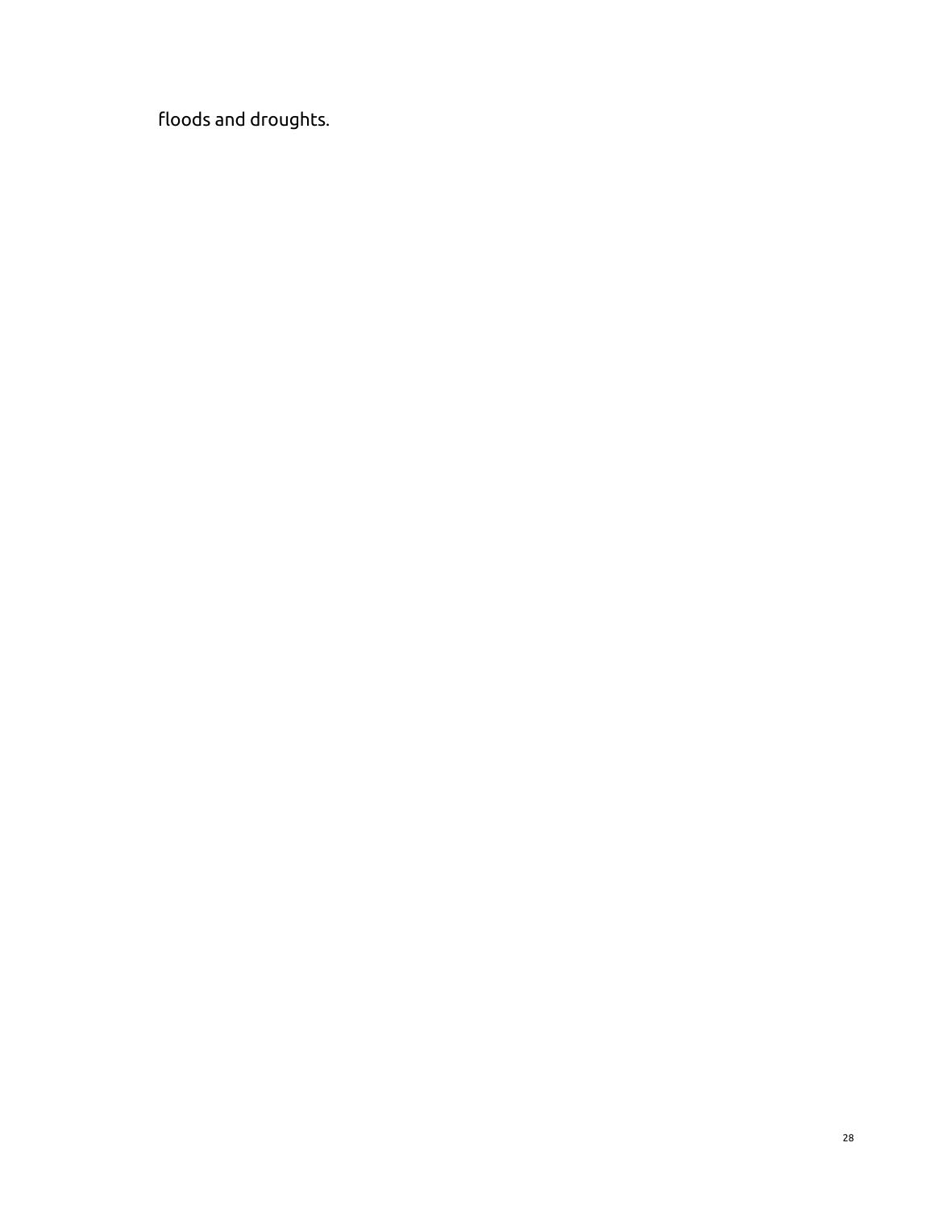floods and droughts.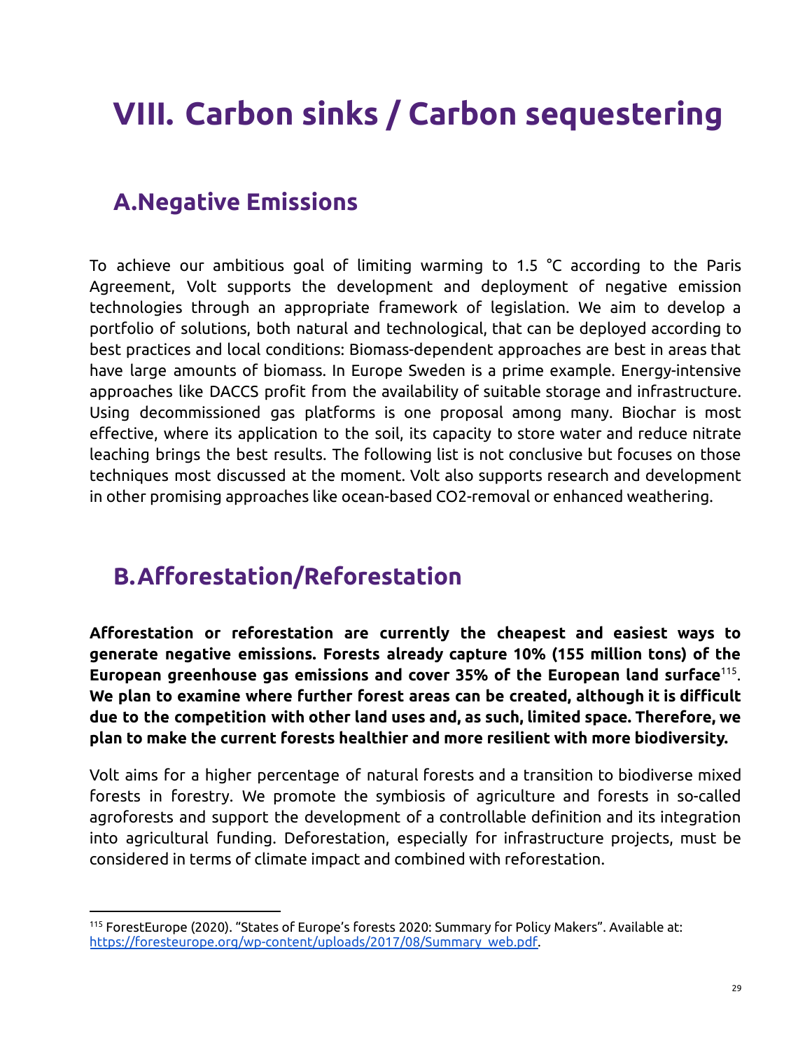# VIII. Carbon sinks / Carbon sequestering

## A. Negative Emissions

To achieve our ambitious goal of limiting warming to 1.5 °C according to the Paris Agreement, Volt supports the development and deployment of negative emission technologies through an appropriate framework of legislation. We aim to develop a portfolio of solutions, both natural and technological, that can be deployed according to best practices and local conditions: Biomass-dependent approaches are best in areas that have large amounts of biomass. In Europe Sweden is a prime example. Energy-intensive approaches like DACCS profit from the availability of suitable storage and infrastructure. Using decommissioned gas platforms is one proposal among many. Biochar is most effective, where its application to the soil, its capacity to store water and reduce nitrate leaching brings the best results. The following list is not conclusive but focuses on those techniques most discussed at the moment. Volt also supports research and development in other promising approaches like ocean-based CO2-removal or enhanced weathering.

## B. Afforestation/Reforestation

**Afforestation or reforestation are currently the cheapest and easiest ways to generate negative emissions. Forests already capture 10% (155 million tons) of the European greenhouse gas emissions and cover 35% of the European land surface**[115]. **We plan to examine where further forest areas can be created, although it is difficult due to the competition with other land uses and, as such, limited space. Therefore, we plan to make the current forests healthier and more resilient with more biodiversity.**

Volt aims for a higher percentage of natural forests and a transition to biodiverse mixed forests in forestry. We promote the symbiosis of agriculture and forests in so-called agroforests and support the development of a controllable definition and its integration into agricultural funding. Deforestation, especially for infrastructure projects, must be considered in terms of climate impact and combined with reforestation.

---

[115] ForestEurope (2020). "States of Europe's forests 2020: Summary for Policy Makers". Available at: https://foresteurope.org/wp-content/uploads/2017/08/Summary_web.pdf.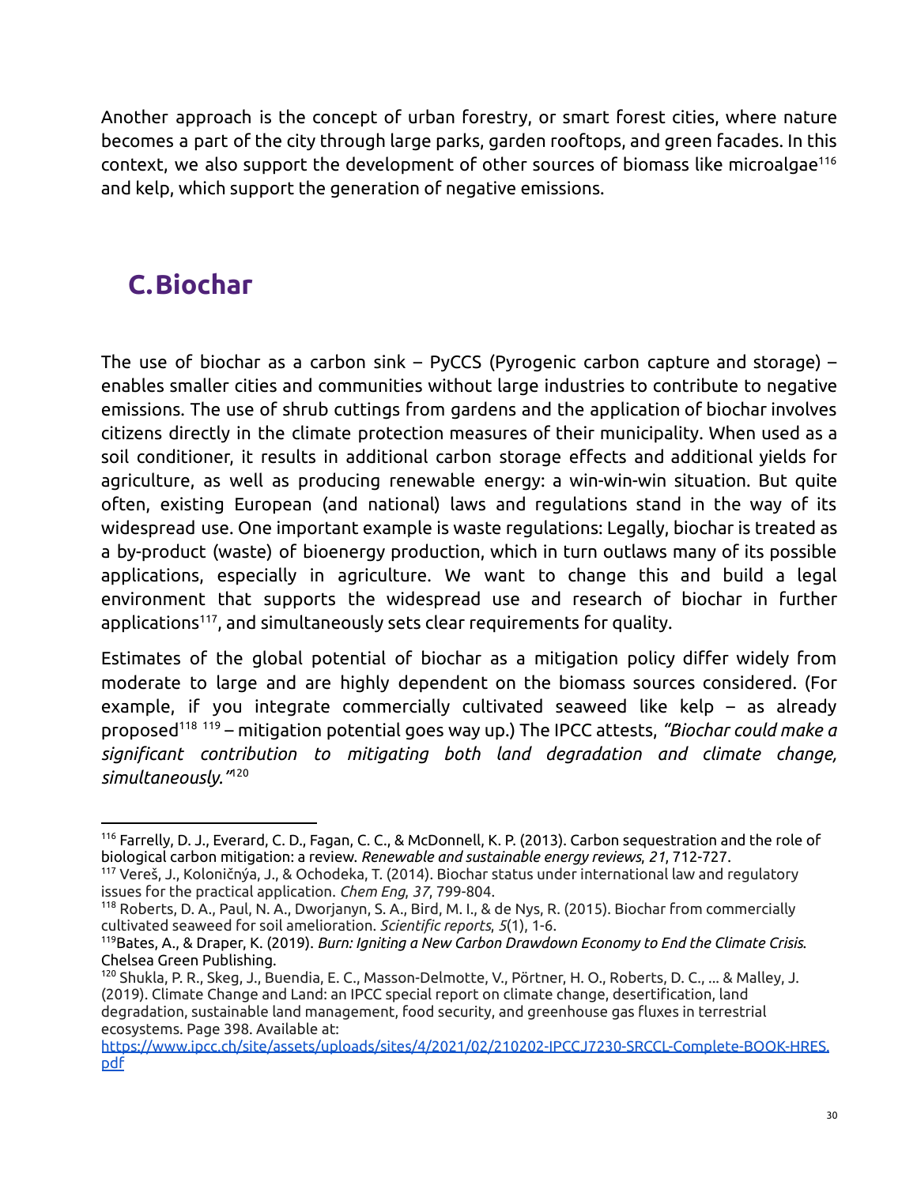Another approach is the concept of urban forestry, or smart forest cities, where nature becomes a part of the city through large parks, garden rooftops, and green facades. In this context, we also support the development of other sources of biomass like microalgae[116] and kelp, which support the generation of negative emissions.

## C. Biochar

The use of biochar as a carbon sink – PyCCS (Pyrogenic carbon capture and storage) – enables smaller cities and communities without large industries to contribute to negative emissions. The use of shrub cuttings from gardens and the application of biochar involves citizens directly in the climate protection measures of their municipality. When used as a soil conditioner, it results in additional carbon storage effects and additional yields for agriculture, as well as producing renewable energy: a win-win-win situation. But quite often, existing European (and national) laws and regulations stand in the way of its widespread use. One important example is waste regulations: Legally, biochar is treated as a by-product (waste) of bioenergy production, which in turn outlaws many of its possible applications, especially in agriculture. We want to change this and build a legal environment that supports the widespread use and research of biochar in further applications[117], and simultaneously sets clear requirements for quality.

Estimates of the global potential of biochar as a mitigation policy differ widely from moderate to large and are highly dependent on the biomass sources considered. (For example, if you integrate commercially cultivated seaweed like kelp – as already proposed[118] [119] – mitigation potential goes way up.) The IPCC attests, *"Biochar could make a significant contribution to mitigating both land degradation and climate change, simultaneously."*[120]

---

[116] Farrelly, D. J., Everard, C. D., Fagan, C. C., & McDonnell, K. P. (2013). Carbon sequestration and the role of biological carbon mitigation: a review. *Renewable and sustainable energy reviews*, *21*, 712-727.

[117] Vereš, J., Koloničnýa, J., & Ochodeka, T. (2014). Biochar status under international law and regulatory issues for the practical application. *Chem Eng*, *37*, 799-804.

[118] Roberts, D. A., Paul, N. A., Dworjanyn, S. A., Bird, M. I., & de Nys, R. (2015). Biochar from commercially cultivated seaweed for soil amelioration. *Scientific reports*, *5*(1), 1-6.

[119] Bates, A., & Draper, K. (2019). *Burn: Igniting a New Carbon Drawdown Economy to End the Climate Crisis.* Chelsea Green Publishing.

[120] Shukla, P. R., Skeg, J., Buendia, E. C., Masson-Delmotte, V., Pörtner, H. O., Roberts, D. C., ... & Malley, J. (2019). Climate Change and Land: an IPCC special report on climate change, desertification, land degradation, sustainable land management, food security, and greenhouse gas fluxes in terrestrial ecosystems. Page 398. Available at: https://www.ipcc.ch/site/assets/uploads/sites/4/2021/02/210202-IPCCJ7230-SRCCL-Complete-BOOK-HRES.pdf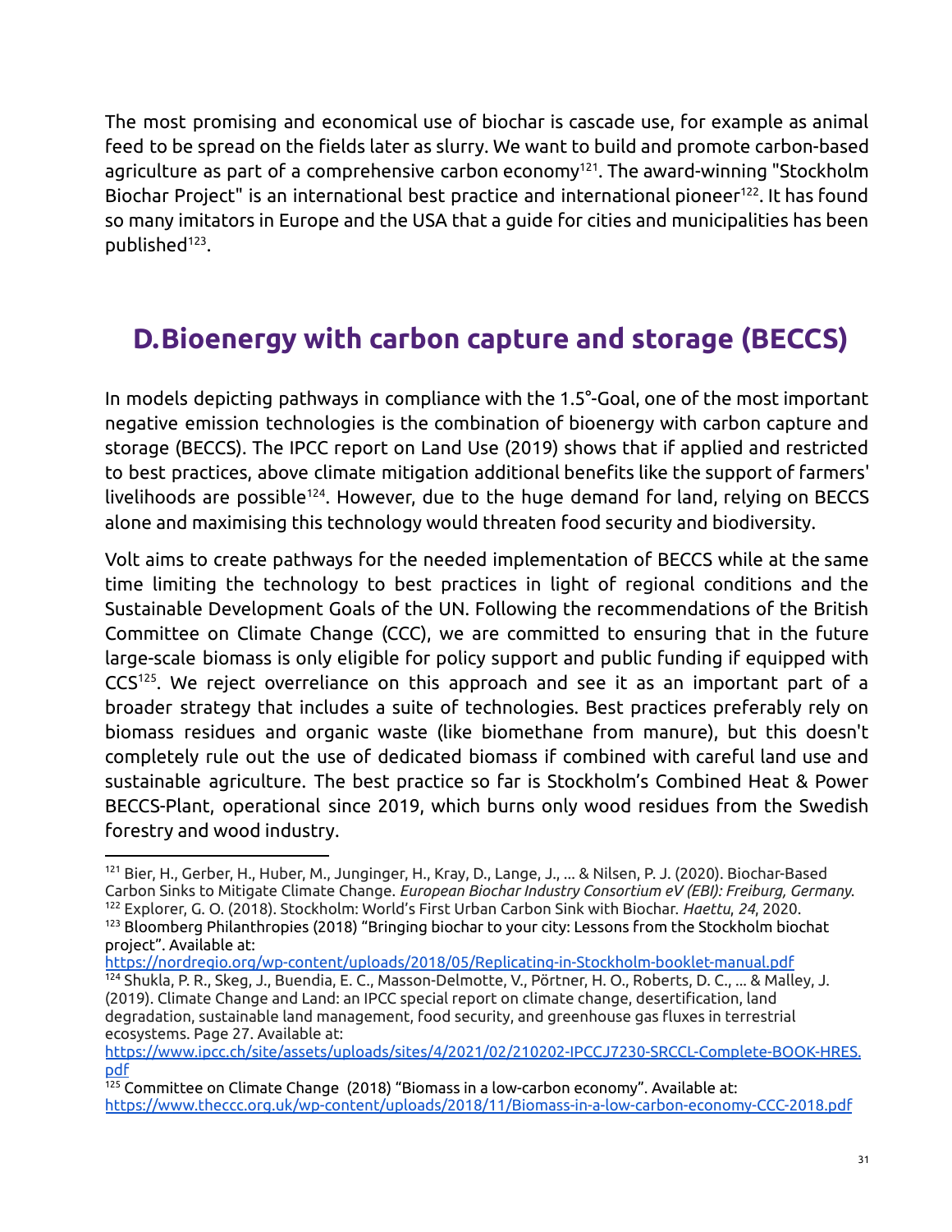The most promising and economical use of biochar is cascade use, for example as animal feed to be spread on the fields later as slurry. We want to build and promote carbon-based agriculture as part of a comprehensive carbon economy[121]. The award-winning "Stockholm Biochar Project" is an international best practice and international pioneer[122]. It has found so many imitators in Europe and the USA that a guide for cities and municipalities has been published[123].

## D. Bioenergy with carbon capture and storage (BECCS)

In models depicting pathways in compliance with the 1.5°-Goal, one of the most important negative emission technologies is the combination of bioenergy with carbon capture and storage (BECCS). The IPCC report on Land Use (2019) shows that if applied and restricted to best practices, above climate mitigation additional benefits like the support of farmers' livelihoods are possible[124]. However, due to the huge demand for land, relying on BECCS alone and maximising this technology would threaten food security and biodiversity.

Volt aims to create pathways for the needed implementation of BECCS while at the same time limiting the technology to best practices in light of regional conditions and the Sustainable Development Goals of the UN. Following the recommendations of the British Committee on Climate Change (CCC), we are committed to ensuring that in the future large-scale biomass is only eligible for policy support and public funding if equipped with CCS[125]. We reject overreliance on this approach and see it as an important part of a broader strategy that includes a suite of technologies. Best practices preferably rely on biomass residues and organic waste (like biomethane from manure), but this doesn't completely rule out the use of dedicated biomass if combined with careful land use and sustainable agriculture. The best practice so far is Stockholm's Combined Heat & Power BECCS-Plant, operational since 2019, which burns only wood residues from the Swedish forestry and wood industry.

---

[121] Bier, H., Gerber, H., Huber, M., Junginger, H., Kray, D., Lange, J., ... & Nilsen, P. J. (2020). Biochar-Based Carbon Sinks to Mitigate Climate Change. *European Biochar Industry Consortium eV (EBI): Freiburg, Germany*.

[122] Explorer, G. O. (2018). Stockholm: World's First Urban Carbon Sink with Biochar. *Haettu*, *24*, 2020.

[123] Bloomberg Philanthropies (2018) "Bringing biochar to your city: Lessons from the Stockholm biochat project". Available at: https://nordregio.org/wp-content/uploads/2018/05/Replicating-in-Stockholm-booklet-manual.pdf

[124] Shukla, P. R., Skeg, J., Buendia, E. C., Masson-Delmotte, V., Pörtner, H. O., Roberts, D. C., ... & Malley, J. (2019). Climate Change and Land: an IPCC special report on climate change, desertification, land degradation, sustainable land management, food security, and greenhouse gas fluxes in terrestrial ecosystems. Page 27. Available at: https://www.ipcc.ch/site/assets/uploads/sites/4/2021/02/210202-IPCCJ7230-SRCCL-Complete-BOOK-HRES.pdf

[125] Committee on Climate Change (2018) "Biomass in a low-carbon economy". Available at: https://www.theccc.org.uk/wp-content/uploads/2018/11/Biomass-in-a-low-carbon-economy-CCC-2018.pdf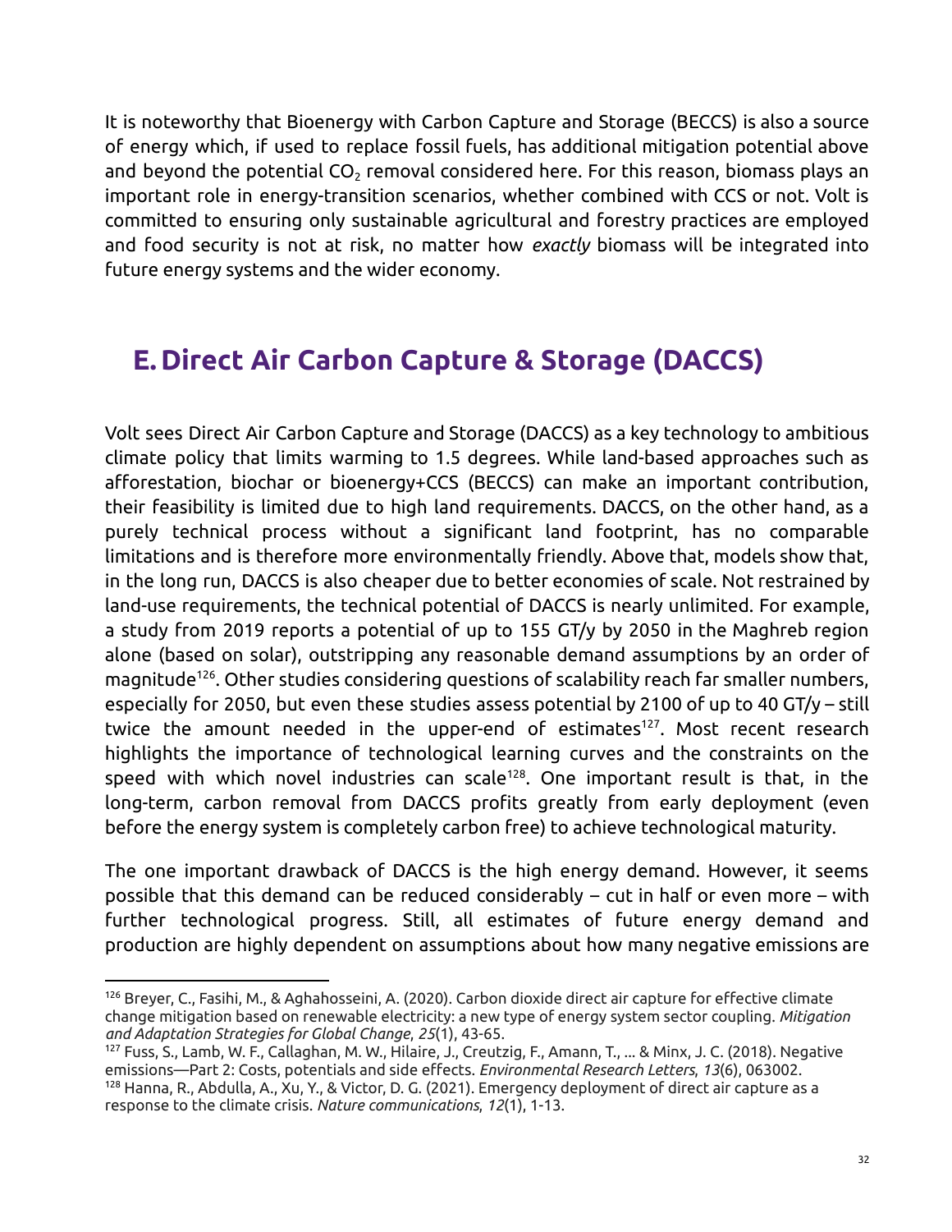It is noteworthy that Bioenergy with Carbon Capture and Storage (BECCS) is also a source of energy which, if used to replace fossil fuels, has additional mitigation potential above and beyond the potential $CO_2$ removal considered here. For this reason, biomass plays an important role in energy-transition scenarios, whether combined with CCS or not. Volt is committed to ensuring only sustainable agricultural and forestry practices are employed and food security is not at risk, no matter how *exactly* biomass will be integrated into future energy systems and the wider economy.

## E. Direct Air Carbon Capture & Storage (DACCS)

Volt sees Direct Air Carbon Capture and Storage (DACCS) as a key technology to ambitious climate policy that limits warming to 1.5 degrees. While land-based approaches such as afforestation, biochar or bioenergy+CCS (BECCS) can make an important contribution, their feasibility is limited due to high land requirements. DACCS, on the other hand, as a purely technical process without a significant land footprint, has no comparable limitations and is therefore more environmentally friendly. Above that, models show that, in the long run, DACCS is also cheaper due to better economies of scale. Not restrained by land-use requirements, the technical potential of DACCS is nearly unlimited. For example, a study from 2019 reports a potential of up to 155 GT/y by 2050 in the Maghreb region alone (based on solar), outstripping any reasonable demand assumptions by an order of magnitude[126]. Other studies considering questions of scalability reach far smaller numbers, especially for 2050, but even these studies assess potential by 2100 of up to 40 GT/y – still twice the amount needed in the upper-end of estimates[127]. Most recent research highlights the importance of technological learning curves and the constraints on the speed with which novel industries can scale[128]. One important result is that, in the long-term, carbon removal from DACCS profits greatly from early deployment (even before the energy system is completely carbon free) to achieve technological maturity.

The one important drawback of DACCS is the high energy demand. However, it seems possible that this demand can be reduced considerably – cut in half or even more – with further technological progress. Still, all estimates of future energy demand and production are highly dependent on assumptions about how many negative emissions are

---

[126] Breyer, C., Fasihi, M., & Aghahosseini, A. (2020). Carbon dioxide direct air capture for effective climate change mitigation based on renewable electricity: a new type of energy system sector coupling. *Mitigation and Adaptation Strategies for Global Change*, *25*(1), 43-65.

[127] Fuss, S., Lamb, W. F., Callaghan, M. W., Hilaire, J., Creutzig, F., Amann, T., ... & Minx, J. C. (2018). Negative emissions—Part 2: Costs, potentials and side effects. *Environmental Research Letters*, *13*(6), 063002.

[128] Hanna, R., Abdulla, A., Xu, Y., & Victor, D. G. (2021). Emergency deployment of direct air capture as a response to the climate crisis. *Nature communications*, *12*(1), 1-13.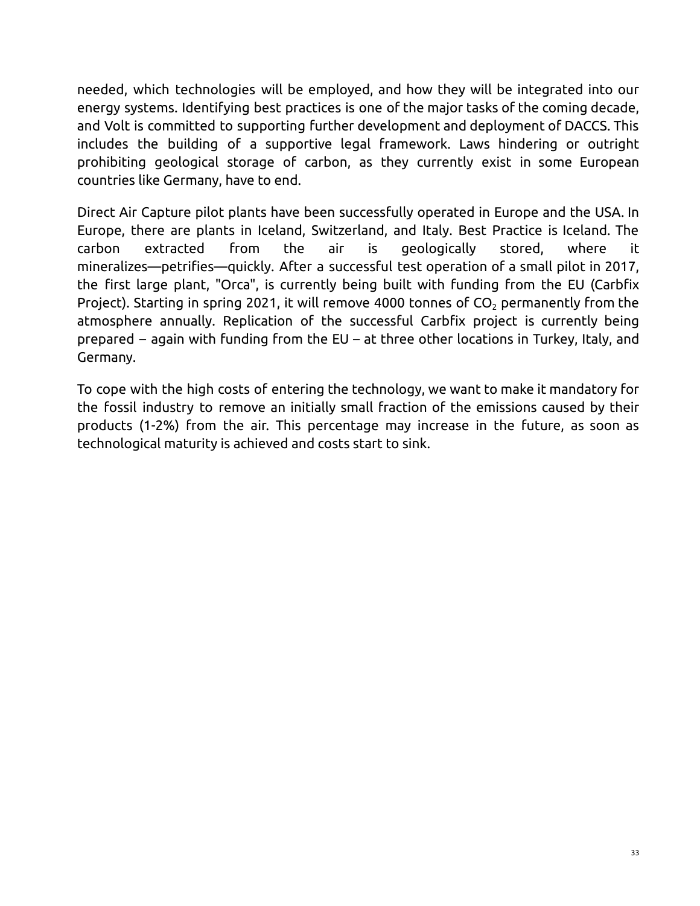needed, which technologies will be employed, and how they will be integrated into our energy systems. Identifying best practices is one of the major tasks of the coming decade, and Volt is committed to supporting further development and deployment of DACCS. This includes the building of a supportive legal framework. Laws hindering or outright prohibiting geological storage of carbon, as they currently exist in some European countries like Germany, have to end.

Direct Air Capture pilot plants have been successfully operated in Europe and the USA. In Europe, there are plants in Iceland, Switzerland, and Italy. Best Practice is Iceland. The carbon extracted from the air is geologically stored, where it mineralizes—petrifies—quickly. After a successful test operation of a small pilot in 2017, the first large plant, "Orca", is currently being built with funding from the EU (Carbfix Project). Starting in spring 2021, it will remove 4000 tonnes of $CO_2$ permanently from the atmosphere annually. Replication of the successful Carbfix project is currently being prepared – again with funding from the EU – at three other locations in Turkey, Italy, and Germany.

To cope with the high costs of entering the technology, we want to make it mandatory for the fossil industry to remove an initially small fraction of the emissions caused by their products (1-2%) from the air. This percentage may increase in the future, as soon as technological maturity is achieved and costs start to sink.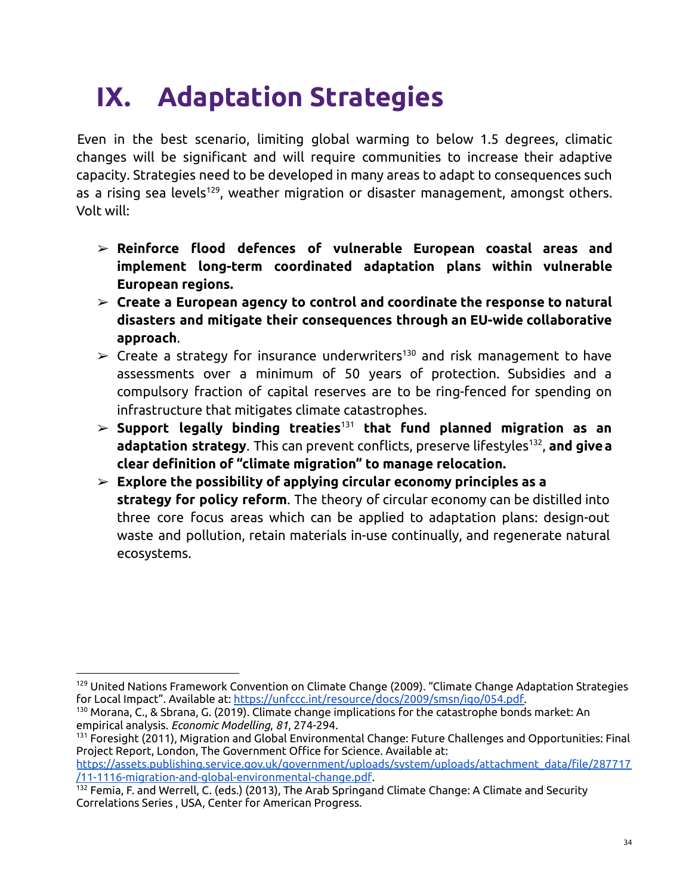# IX. Adaptation Strategies

Even in the best scenario, limiting global warming to below 1.5 degrees, climatic changes will be significant and will require communities to increase their adaptive capacity. Strategies need to be developed in many areas to adapt to consequences such as a rising sea levels[129], weather migration or disaster management, amongst others. Volt will:

- **Reinforce flood defences of vulnerable European coastal areas and implement long-term coordinated adaptation plans within vulnerable European regions.**
- **Create a European agency to control and coordinate the response to natural disasters and mitigate their consequences through an EU-wide collaborative approach**.
- Create a strategy for insurance underwriters[130] and risk management to have assessments over a minimum of 50 years of protection. Subsidies and a compulsory fraction of capital reserves are to be ring-fenced for spending on infrastructure that mitigates climate catastrophes.
- **Support legally binding treaties**[131] **that fund planned migration as an adaptation strategy**. This can prevent conflicts, preserve lifestyles[132], **and give a clear definition of "climate migration" to manage relocation.**
- **Explore the possibility of applying circular economy principles as a strategy for policy reform**. The theory of circular economy can be distilled into three core focus areas which can be applied to adaptation plans: design-out waste and pollution, retain materials in-use continually, and regenerate natural ecosystems.

---

[129] United Nations Framework Convention on Climate Change (2009). "Climate Change Adaptation Strategies for Local Impact". Available at: https://unfccc.int/resource/docs/2009/smsn/igo/054.pdf.

[130] Morana, C., & Sbrana, G. (2019). Climate change implications for the catastrophe bonds market: An empirical analysis. *Economic Modelling*, *81*, 274-294.

[131] Foresight (2011), Migration and Global Environmental Change: Future Challenges and Opportunities: Final Project Report, London, The Government Office for Science. Available at: https://assets.publishing.service.gov.uk/government/uploads/system/uploads/attachment_data/file/287717/11-1116-migration-and-global-environmental-change.pdf.

[132] Femia, F. and Werrell, C. (eds.) (2013), The Arab Springand Climate Change: A Climate and Security Correlations Series , USA, Center for American Progress.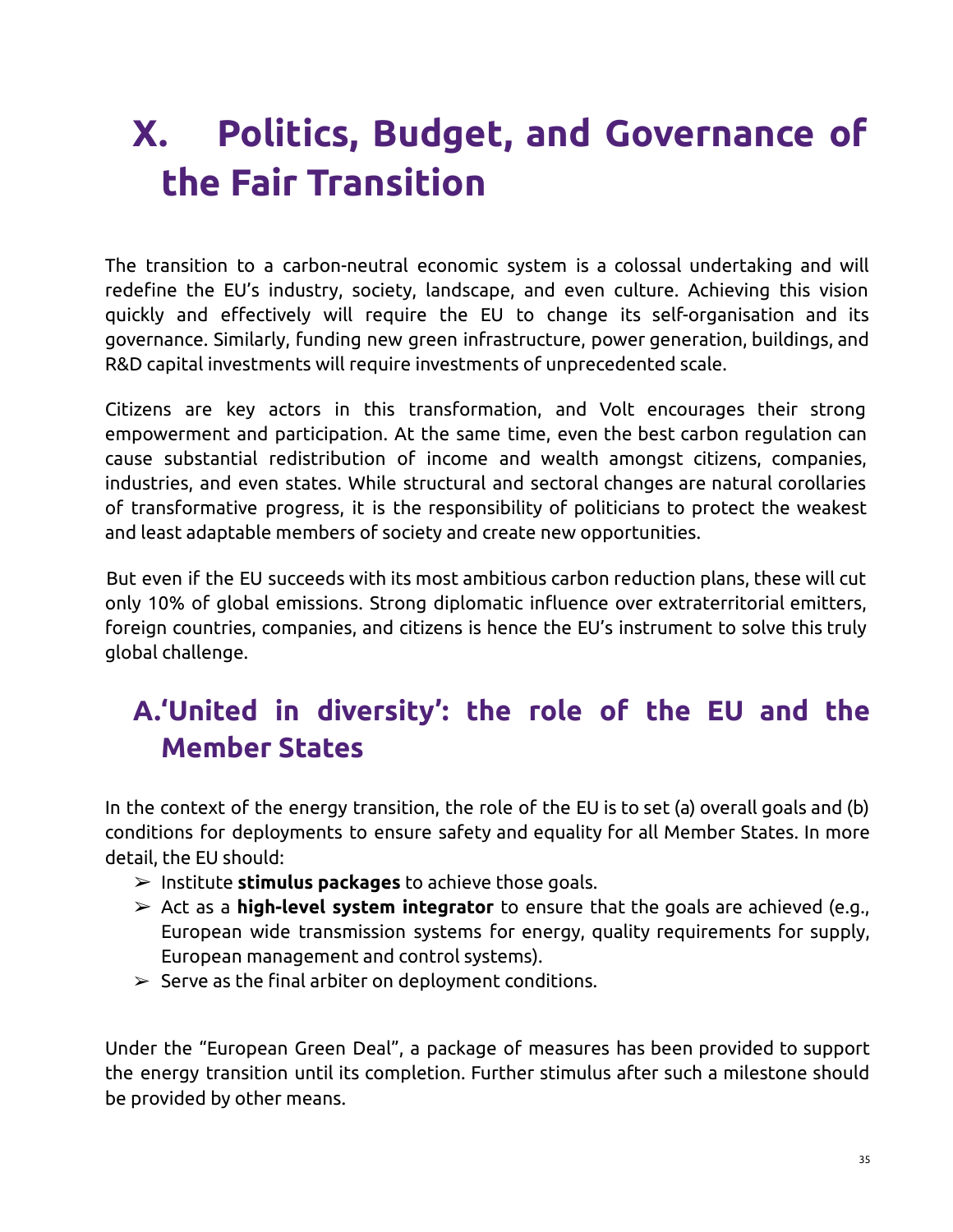# X. Politics, Budget, and Governance of the Fair Transition

The transition to a carbon-neutral economic system is a colossal undertaking and will redefine the EU's industry, society, landscape, and even culture. Achieving this vision quickly and effectively will require the EU to change its self-organisation and its governance. Similarly, funding new green infrastructure, power generation, buildings, and R&D capital investments will require investments of unprecedented scale.

Citizens are key actors in this transformation, and Volt encourages their strong empowerment and participation. At the same time, even the best carbon regulation can cause substantial redistribution of income and wealth amongst citizens, companies, industries, and even states. While structural and sectoral changes are natural corollaries of transformative progress, it is the responsibility of politicians to protect the weakest and least adaptable members of society and create new opportunities.

But even if the EU succeeds with its most ambitious carbon reduction plans, these will cut only 10% of global emissions. Strong diplomatic influence over extraterritorial emitters, foreign countries, companies, and citizens is hence the EU's instrument to solve this truly global challenge.

## A. 'United in diversity': the role of the EU and the Member States

In the context of the energy transition, the role of the EU is to set (a) overall goals and (b) conditions for deployments to ensure safety and equality for all Member States. In more detail, the EU should:

- Institute **stimulus packages** to achieve those goals.
- Act as a **high-level system integrator** to ensure that the goals are achieved (e.g., European wide transmission systems for energy, quality requirements for supply, European management and control systems).
- Serve as the final arbiter on deployment conditions.

Under the "European Green Deal", a package of measures has been provided to support the energy transition until its completion. Further stimulus after such a milestone should be provided by other means.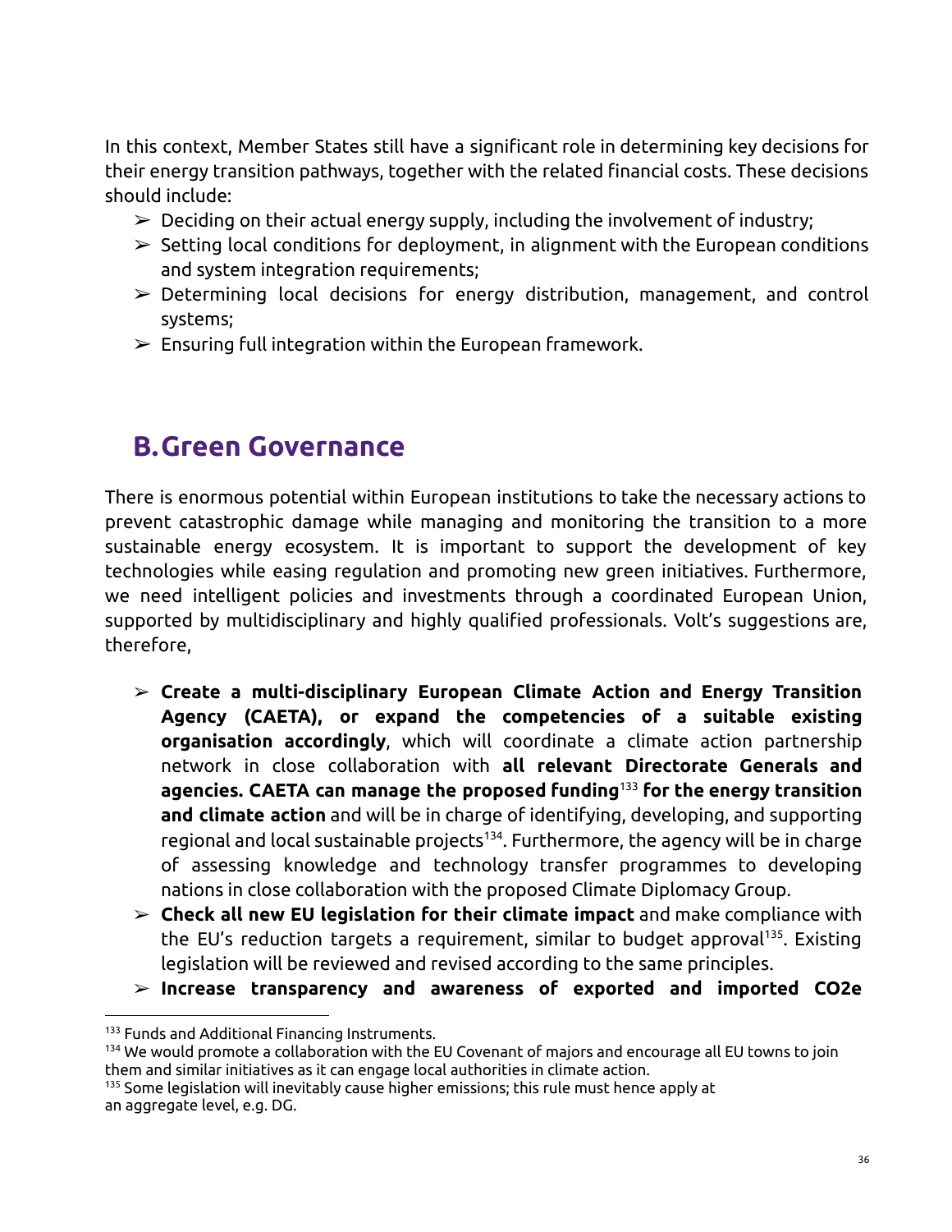In this context, Member States still have a significant role in determining key decisions for their energy transition pathways, together with the related financial costs. These decisions should include:

- Deciding on their actual energy supply, including the involvement of industry;
- Setting local conditions for deployment, in alignment with the European conditions and system integration requirements;
- Determining local decisions for energy distribution, management, and control systems;
- Ensuring full integration within the European framework.

## B. Green Governance

There is enormous potential within European institutions to take the necessary actions to prevent catastrophic damage while managing and monitoring the transition to a more sustainable energy ecosystem. It is important to support the development of key technologies while easing regulation and promoting new green initiatives. Furthermore, we need intelligent policies and investments through a coordinated European Union, supported by multidisciplinary and highly qualified professionals. Volt's suggestions are, therefore,

- **Create a multi-disciplinary European Climate Action and Energy Transition Agency (CAETA), or expand the competencies of a suitable existing organisation accordingly**, which will coordinate a climate action partnership network in close collaboration with **all relevant Directorate Generals and agencies. CAETA can manage the proposed funding**[133] **for the energy transition and climate action** and will be in charge of identifying, developing, and supporting regional and local sustainable projects[134]. Furthermore, the agency will be in charge of assessing knowledge and technology transfer programmes to developing nations in close collaboration with the proposed Climate Diplomacy Group.
- **Check all new EU legislation for their climate impact** and make compliance with the EU's reduction targets a requirement, similar to budget approval[135]. Existing legislation will be reviewed and revised according to the same principles.
- **Increase transparency and awareness of exported and imported CO2e**

---

[133] Funds and Additional Financing Instruments.

[134] We would promote a collaboration with the EU Covenant of majors and encourage all EU towns to join them and similar initiatives as it can engage local authorities in climate action.

[135] Some legislation will inevitably cause higher emissions; this rule must hence apply at an aggregate level, e.g. DG.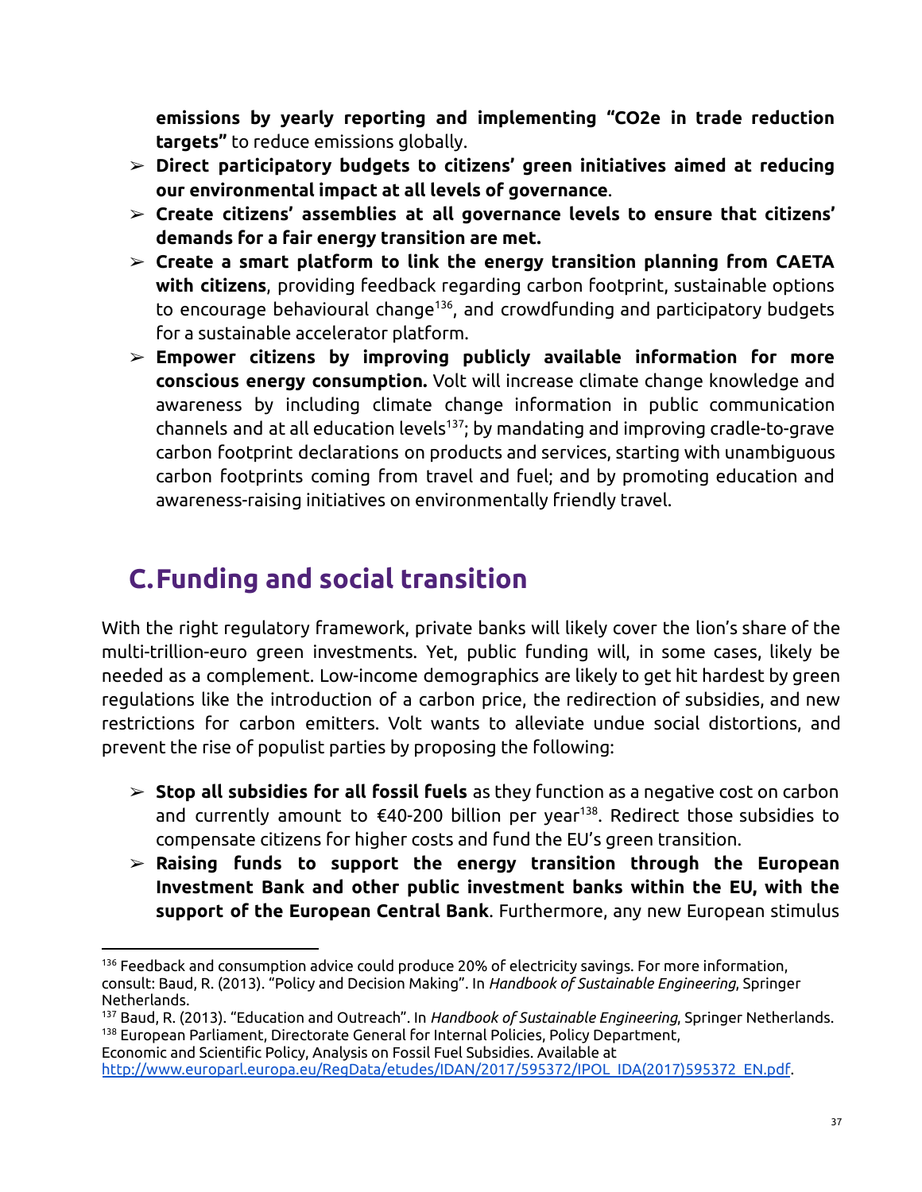**emissions by yearly reporting and implementing "CO2e in trade reduction targets"** to reduce emissions globally.

- **Direct participatory budgets to citizens' green initiatives aimed at reducing our environmental impact at all levels of governance**.
- **Create citizens' assemblies at all governance levels to ensure that citizens' demands for a fair energy transition are met.**
- **Create a smart platform to link the energy transition planning from CAETA with citizens**, providing feedback regarding carbon footprint, sustainable options to encourage behavioural change[136], and crowdfunding and participatory budgets for a sustainable accelerator platform.
- **Empower citizens by improving publicly available information for more conscious energy consumption.** Volt will increase climate change knowledge and awareness by including climate change information in public communication channels and at all education levels[137]; by mandating and improving cradle-to-grave carbon footprint declarations on products and services, starting with unambiguous carbon footprints coming from travel and fuel; and by promoting education and awareness-raising initiatives on environmentally friendly travel.

## C. Funding and social transition

With the right regulatory framework, private banks will likely cover the lion's share of the multi-trillion-euro green investments. Yet, public funding will, in some cases, likely be needed as a complement. Low-income demographics are likely to get hit hardest by green regulations like the introduction of a carbon price, the redirection of subsidies, and new restrictions for carbon emitters. Volt wants to alleviate undue social distortions, and prevent the rise of populist parties by proposing the following:

- **Stop all subsidies for all fossil fuels** as they function as a negative cost on carbon and currently amount to €40-200 billion per year[138]. Redirect those subsidies to compensate citizens for higher costs and fund the EU's green transition.
- **Raising funds to support the energy transition through the European Investment Bank and other public investment banks within the EU, with the support of the European Central Bank**. Furthermore, any new European stimulus

---

[136] Feedback and consumption advice could produce 20% of electricity savings. For more information, consult: Baud, R. (2013). "Policy and Decision Making". In *Handbook of Sustainable Engineering*, Springer Netherlands.

[137] Baud, R. (2013). "Education and Outreach". In *Handbook of Sustainable Engineering*, Springer Netherlands.

[138] European Parliament, Directorate General for Internal Policies, Policy Department, Economic and Scientific Policy, Analysis on Fossil Fuel Subsidies. Available at http://www.europarl.europa.eu/RegData/etudes/IDAN/2017/595372/IPOL_IDA(2017)595372_EN.pdf.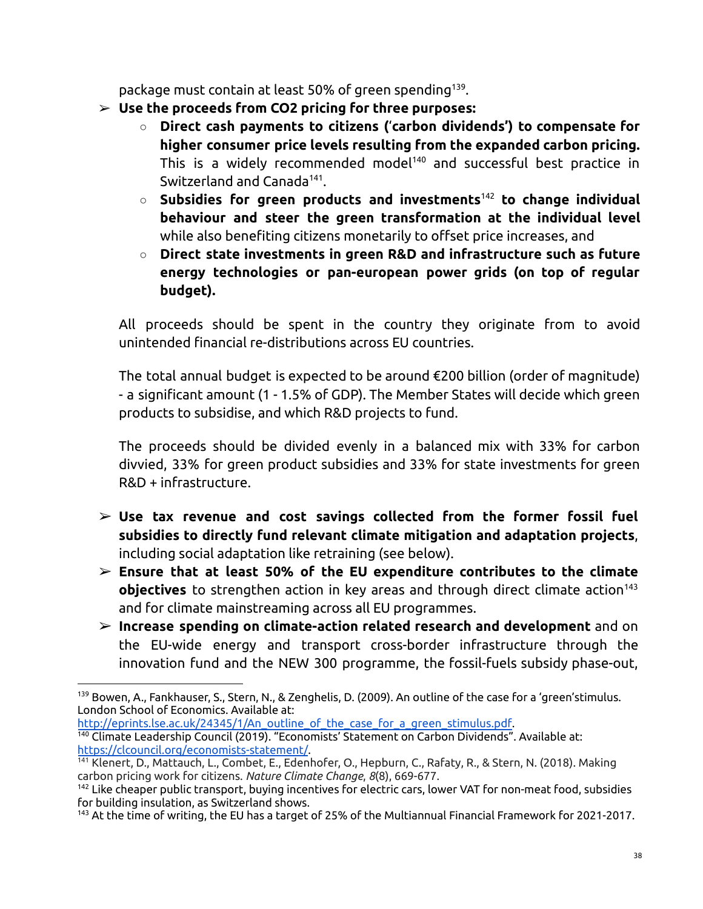package must contain at least 50% of green spending[139].

- **Use the proceeds from $CO_2$ pricing for three purposes:**
    - **Direct cash payments to citizens ('carbon dividends') to compensate for higher consumer price levels resulting from the expanded carbon pricing.** This is a widely recommended model[140] and successful best practice in Switzerland and Canada[141].
    - **Subsidies for green products and investments**[142] **to change individual behaviour and steer the green transformation at the individual level** while also benefiting citizens monetarily to offset price increases, and
    - **Direct state investments in green R&D and infrastructure such as future energy technologies or pan-european power grids (on top of regular budget).**

  All proceeds should be spent in the country they originate from to avoid unintended financial re-distributions across EU countries.

  The total annual budget is expected to be around €200 billion (order of magnitude) - a significant amount (1 - 1.5% of GDP). The Member States will decide which green products to subsidise, and which R&D projects to fund.

  The proceeds should be divided evenly in a balanced mix with 33% for carbon divvied, 33% for green product subsidies and 33% for state investments for green R&D + infrastructure.

- **Use tax revenue and cost savings collected from the former fossil fuel subsidies to directly fund relevant climate mitigation and adaptation projects**, including social adaptation like retraining (see below).
- **Ensure that at least 50% of the EU expenditure contributes to the climate objectives** to strengthen action in key areas and through direct climate action[143] and for climate mainstreaming across all EU programmes.
- **Increase spending on climate-action related research and development** and on the EU-wide energy and transport cross-border infrastructure through the innovation fund and the NEW 300 programme, the fossil-fuels subsidy phase-out,

---

[139] Bowen, A., Fankhauser, S., Stern, N., & Zenghelis, D. (2009). An outline of the case for a 'green'stimulus. London School of Economics. Available at: http://eprints.lse.ac.uk/24345/1/An_outline_of_the_case_for_a_green_stimulus.pdf.

[140] Climate Leadership Council (2019). "Economists' Statement on Carbon Dividends". Available at: https://clcouncil.org/economists-statement/.

[141] Klenert, D., Mattauch, L., Combet, E., Edenhofer, O., Hepburn, C., Rafaty, R., & Stern, N. (2018). Making carbon pricing work for citizens. *Nature Climate Change*, *8*(8), 669-677.

[142] Like cheaper public transport, buying incentives for electric cars, lower VAT for non-meat food, subsidies for building insulation, as Switzerland shows.

[143] At the time of writing, the EU has a target of 25% of the Multiannual Financial Framework for 2021-2017.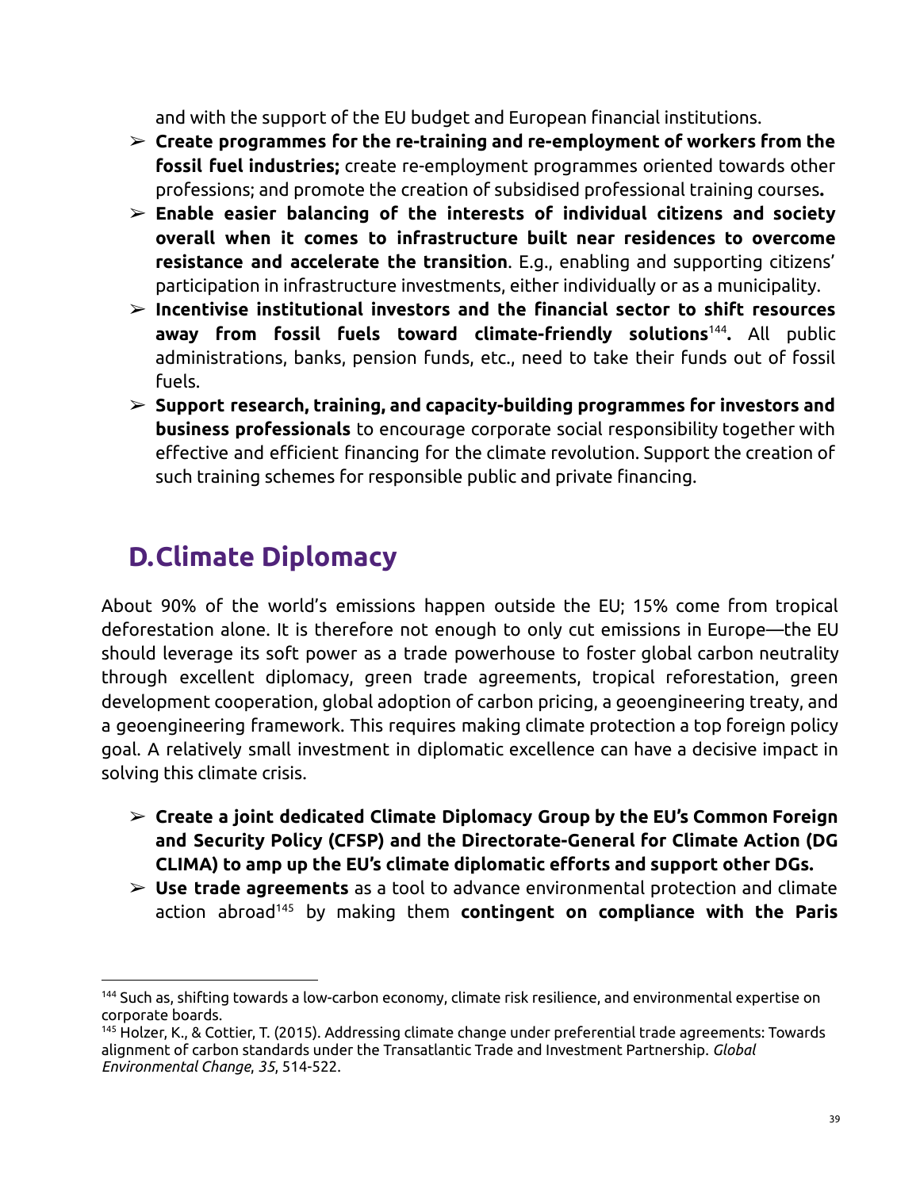and with the support of the EU budget and European financial institutions.

- **Create programmes for the re-training and re-employment of workers from the fossil fuel industries;** create re-employment programmes oriented towards other professions; and promote the creation of subsidised professional training courses**.**
- **Enable easier balancing of the interests of individual citizens and society overall when it comes to infrastructure built near residences to overcome resistance and accelerate the transition**. E.g., enabling and supporting citizens' participation in infrastructure investments, either individually or as a municipality.
- **Incentivise institutional investors and the financial sector to shift resources away from fossil fuels toward climate-friendly solutions**[144]**.** All public administrations, banks, pension funds, etc., need to take their funds out of fossil fuels.
- **Support research, training, and capacity-building programmes for investors and business professionals** to encourage corporate social responsibility together with effective and efficient financing for the climate revolution. Support the creation of such training schemes for responsible public and private financing.

## D. Climate Diplomacy

About 90% of the world's emissions happen outside the EU; 15% come from tropical deforestation alone. It is therefore not enough to only cut emissions in Europe—the EU should leverage its soft power as a trade powerhouse to foster global carbon neutrality through excellent diplomacy, green trade agreements, tropical reforestation, green development cooperation, global adoption of carbon pricing, a geoengineering treaty, and a geoengineering framework. This requires making climate protection a top foreign policy goal. A relatively small investment in diplomatic excellence can have a decisive impact in solving this climate crisis.

- **Create a joint dedicated Climate Diplomacy Group by the EU's Common Foreign and Security Policy (CFSP) and the Directorate-General for Climate Action (DG CLIMA) to amp up the EU's climate diplomatic efforts and support other DGs.**
- **Use trade agreements** as a tool to advance environmental protection and climate action abroad[145] by making them **contingent on compliance with the Paris**

---

[144] Such as, shifting towards a low-carbon economy, climate risk resilience, and environmental expertise on corporate boards.

[145] Holzer, K., & Cottier, T. (2015). Addressing climate change under preferential trade agreements: Towards alignment of carbon standards under the Transatlantic Trade and Investment Partnership. *Global Environmental Change*, *35*, 514-522.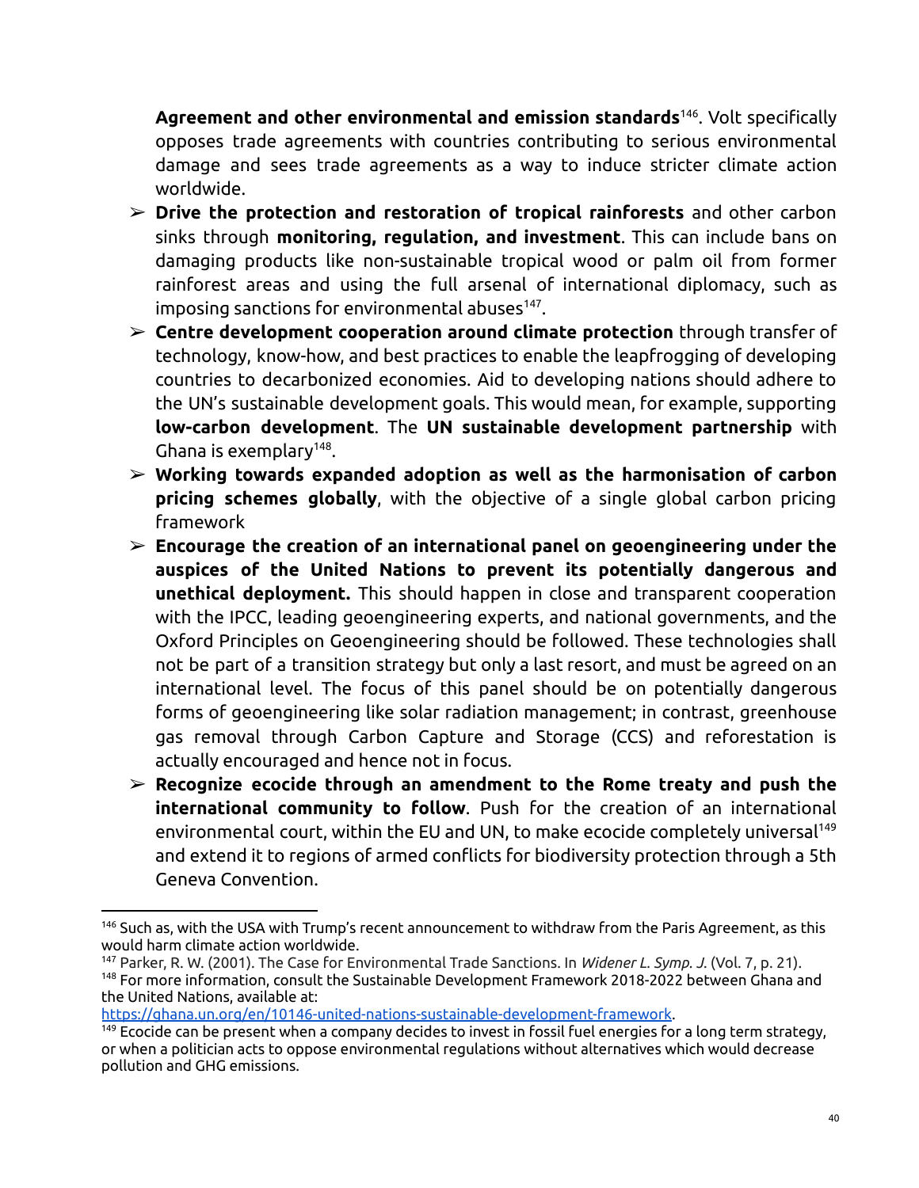**Agreement and other environmental and emission standards**[146]. Volt specifically opposes trade agreements with countries contributing to serious environmental damage and sees trade agreements as a way to induce stricter climate action worldwide.

- **Drive the protection and restoration of tropical rainforests** and other carbon sinks through **monitoring, regulation, and investment**. This can include bans on damaging products like non-sustainable tropical wood or palm oil from former rainforest areas and using the full arsenal of international diplomacy, such as imposing sanctions for environmental abuses[147].
- **Centre development cooperation around climate protection** through transfer of technology, know-how, and best practices to enable the leapfrogging of developing countries to decarbonized economies. Aid to developing nations should adhere to the UN's sustainable development goals. This would mean, for example, supporting **low-carbon development**. The **UN sustainable development partnership** with Ghana is exemplary[148].
- **Working towards expanded adoption as well as the harmonisation of carbon pricing schemes globally**, with the objective of a single global carbon pricing framework
- **Encourage the creation of an international panel on geoengineering under the auspices of the United Nations to prevent its potentially dangerous and unethical deployment.** This should happen in close and transparent cooperation with the IPCC, leading geoengineering experts, and national governments, and the Oxford Principles on Geoengineering should be followed. These technologies shall not be part of a transition strategy but only a last resort, and must be agreed on an international level. The focus of this panel should be on potentially dangerous forms of geoengineering like solar radiation management; in contrast, greenhouse gas removal through Carbon Capture and Storage (CCS) and reforestation is actually encouraged and hence not in focus.
- **Recognize ecocide through an amendment to the Rome treaty and push the international community to follow**. Push for the creation of an international environmental court, within the EU and UN, to make ecocide completely universal[149] and extend it to regions of armed conflicts for biodiversity protection through a 5th Geneva Convention.

---

[146] Such as, with the USA with Trump's recent announcement to withdraw from the Paris Agreement, as this would harm climate action worldwide.

[147] Parker, R. W. (2001). The Case for Environmental Trade Sanctions. In *Widener L. Symp. J.* (Vol. 7, p. 21).

[148] For more information, consult the Sustainable Development Framework 2018-2022 between Ghana and the United Nations, available at: https://ghana.un.org/en/10146-united-nations-sustainable-development-framework.

[149] Ecocide can be present when a company decides to invest in fossil fuel energies for a long term strategy, or when a politician acts to oppose environmental regulations without alternatives which would decrease pollution and GHG emissions.